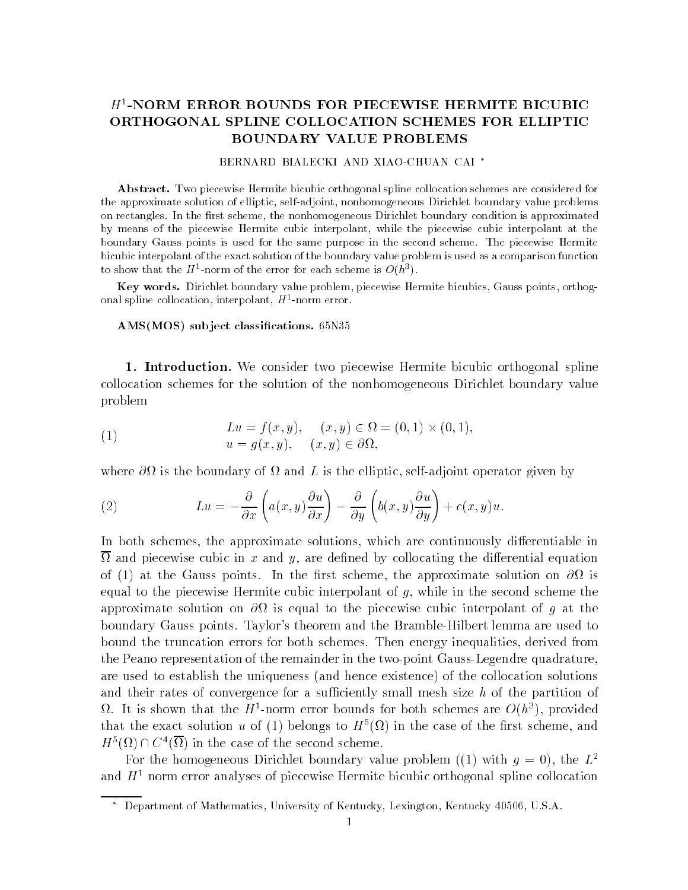# $H^1$-NORM ERROR BOUNDS FOR PIECEWISE HERMITE BICUBIC ORTHOGONAL SPLINE COLLOCATION SCHEMES FOR ELLIPTIC BOUNDARY VALUE PROBLEMS

BERNARD BIALECKI AND XIAO-CHUAN CAI *

**Abstract.** Two piecewise Hermite bicubic orthogonal spline collocation schemes are considered for the approximate solution of elliptic, self-adjoint, nonhomogeneous Dirichlet boundary value problems on rectangles. In the first scheme, the nonhomogeneous Dirichlet boundary condition is approximated by means of the piecewise Hermite cubic interpolant, while the piecewise cubic interpolant at the boundary Gauss points is used for the same purpose in the second scheme. The piecewise Hermite bicubic interpolant of the exact solution of the boundary value problem is used as a comparison function to show that the $H^1$-norm of the error for each scheme is $O(h^3)$.

**Key words.** Dirichlet boundary value problem, piecewise Hermite bicubics, Gauss points, orthogonal spline collocation, interpolant, $H^1$-norm error.

**AMS(MOS) subject classifications.** 65N35

## 1. Introduction.

We consider two piecewise Hermite bicubic orthogonal spline collocation schemes for the solution of the nonhomogeneous Dirichlet boundary value problem

$$
\begin{aligned}
&Lu = f(x, y), \quad (x, y) \in \Omega = (0, 1) \times (0, 1), \\
&u = g(x, y), \quad (x, y) \in \partial\Omega,
\end{aligned} \tag{1}
$$

where $\partial\Omega$ is the boundary of $\Omega$ and $L$ is the elliptic, self-adjoint operator given by

$$
Lu = -\frac{\partial}{\partial x}\left(a(x, y)\frac{\partial u}{\partial x}\right) - \frac{\partial}{\partial y}\left(b(x, y)\frac{\partial u}{\partial y}\right) + c(x, y)u. \tag{2}
$$

In both schemes, the approximate solutions, which are continuously differentiable in $\overline{\Omega}$ and piecewise cubic in $x$ and $y$, are defined by collocating the differential equation of (1) at the Gauss points. In the first scheme, the approximate solution on $\partial\Omega$ is equal to the piecewise Hermite cubic interpolant of $g$, while in the second scheme the approximate solution on $\partial\Omega$ is equal to the piecewise cubic interpolant of $g$ at the boundary Gauss points. Taylor's theorem and the Bramble-Hilbert lemma are used to bound the truncation errors for both schemes. Then energy inequalities, derived from the Peano representation of the remainder in the two-point Gauss-Legendre quadrature, are used to establish the uniqueness (and hence existence) of the collocation solutions and their rates of convergence for a sufficiently small mesh size $h$ of the partition of $\Omega$. It is shown that the $H^1$-norm error bounds for both schemes are $O(h^3)$, provided that the exact solution $u$ of (1) belongs to $H^5(\Omega)$ in the case of the first scheme, and $H^5(\Omega) \cap C^4(\overline{\Omega})$ in the case of the second scheme.

For the homogeneous Dirichlet boundary value problem ((1) with $g = 0$), the $L^2$ and $H^1$ norm error analyses of piecewise Hermite bicubic orthogonal spline collocation

---

* Department of Mathematics, University of Kentucky, Lexington, Kentucky 40506, U.S.A.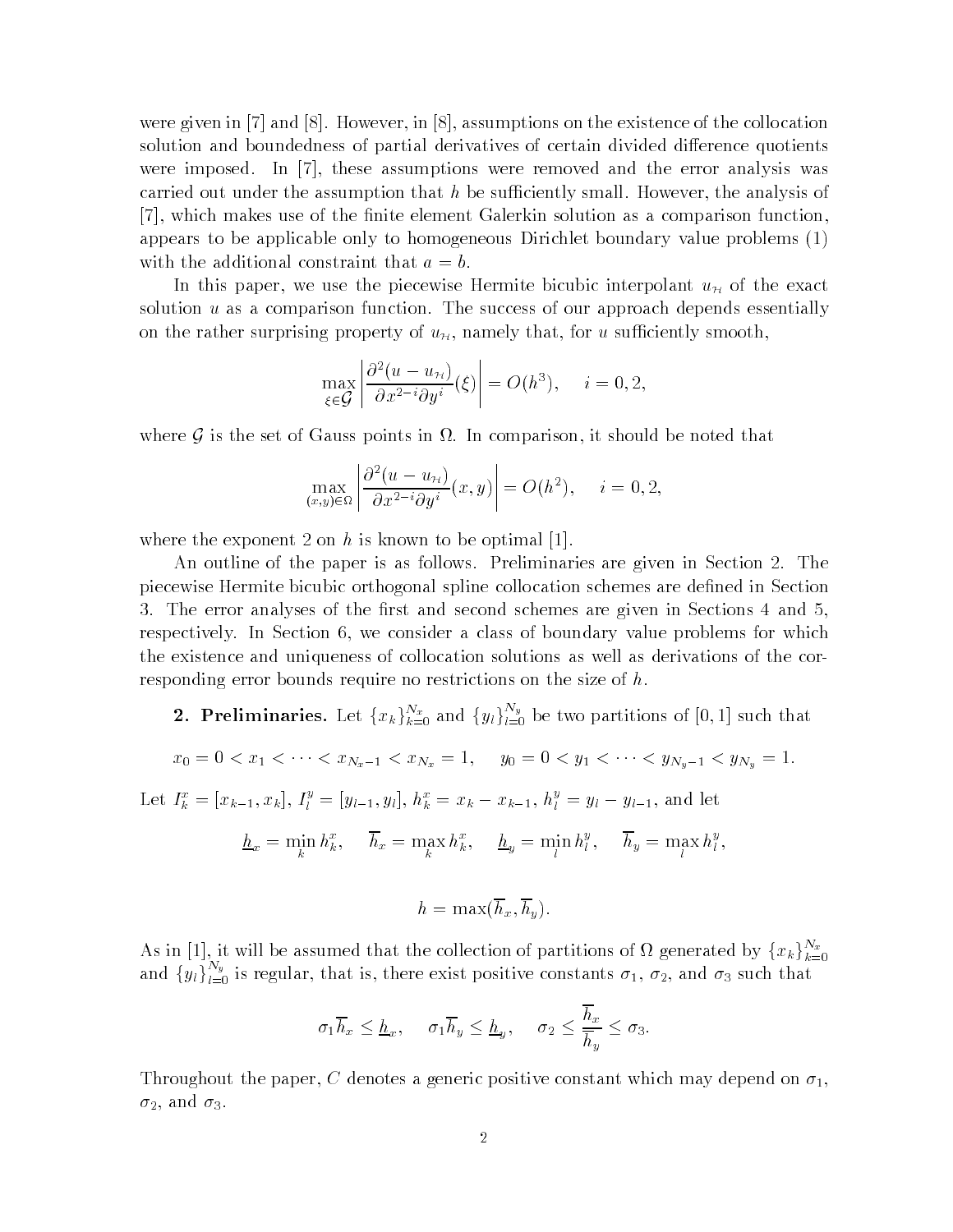were given in [7] and [8]. However, in [8], assumptions on the existence of the collocation solution and boundedness of partial derivatives of certain divided difference quotients were imposed. In [7], these assumptions were removed and the error analysis was carried out under the assumption that $h$ be sufficiently small. However, the analysis of [7], which makes use of the finite element Galerkin solution as a comparison function, appears to be applicable only to homogeneous Dirichlet boundary value problems (1) with the additional constraint that $a = b$.

In this paper, we use the piecewise Hermite bicubic interpolant $u_{\mathcal{H}}$ of the exact solution $u$ as a comparison function. The success of our approach depends essentially on the rather surprising property of $u_{\mathcal{H}}$, namely that, for $u$ sufficiently smooth,

$$\max_{\xi \in \mathcal{G}} \left| \frac{\partial^2 (u - u_{\mathcal{H}})}{\partial x^{2-i} \partial y^i}(\xi) \right| = O(h^3), \quad i = 0, 2,$$

where $\mathcal{G}$ is the set of Gauss points in $\Omega$. In comparison, it should be noted that

$$\max_{(x,y) \in \Omega} \left| \frac{\partial^2 (u - u_{\mathcal{H}})}{\partial x^{2-i} \partial y^i}(x, y) \right| = O(h^2), \quad i = 0, 2,$$

where the exponent 2 on $h$ is known to be optimal [1].

An outline of the paper is as follows. Preliminaries are given in Section 2. The piecewise Hermite bicubic orthogonal spline collocation schemes are defined in Section 3. The error analyses of the first and second schemes are given in Sections 4 and 5, respectively. In Section 6, we consider a class of boundary value problems for which the existence and uniqueness of collocation solutions as well as derivations of the corresponding error bounds require no restrictions on the size of $h$.

**2. Preliminaries.** Let $\{x_k\}_{k=0}^{N_x}$ and $\{y_l\}_{l=0}^{N_y}$ be two partitions of $[0, 1]$ such that

$$x_0 = 0 < x_1 < \cdots < x_{N_x - 1} < x_{N_x} = 1, \quad y_0 = 0 < y_1 < \cdots < y_{N_y - 1} < y_{N_y} = 1.$$

Let $I_k^x = [x_{k-1}, x_k]$, $I_l^y = [y_{l-1}, y_l]$, $h_k^x = x_k - x_{k-1}$, $h_l^y = y_l - y_{l-1}$, and let

$$\underline{h}_x = \min_k h_k^x, \quad \overline{h}_x = \max_k h_k^x, \quad \underline{h}_y = \min_l h_l^y, \quad \overline{h}_y = \max_l h_l^y,$$

$$h = \max(\overline{h}_x, \overline{h}_y).$$

As in [1], it will be assumed that the collection of partitions of $\Omega$ generated by $\{x_k\}_{k=0}^{N_x}$ and $\{y_l\}_{l=0}^{N_y}$ is regular, that is, there exist positive constants $\sigma_1$, $\sigma_2$, and $\sigma_3$ such that

$$\sigma_1 \overline{h}_x \le \underline{h}_x, \quad \sigma_1 \overline{h}_y \le \underline{h}_y, \quad \sigma_2 \le \frac{\overline{h}_x}{\overline{h}_y} \le \sigma_3.$$

Throughout the paper, $C$ denotes a generic positive constant which may depend on $\sigma_1$, $\sigma_2$, and $\sigma_3$.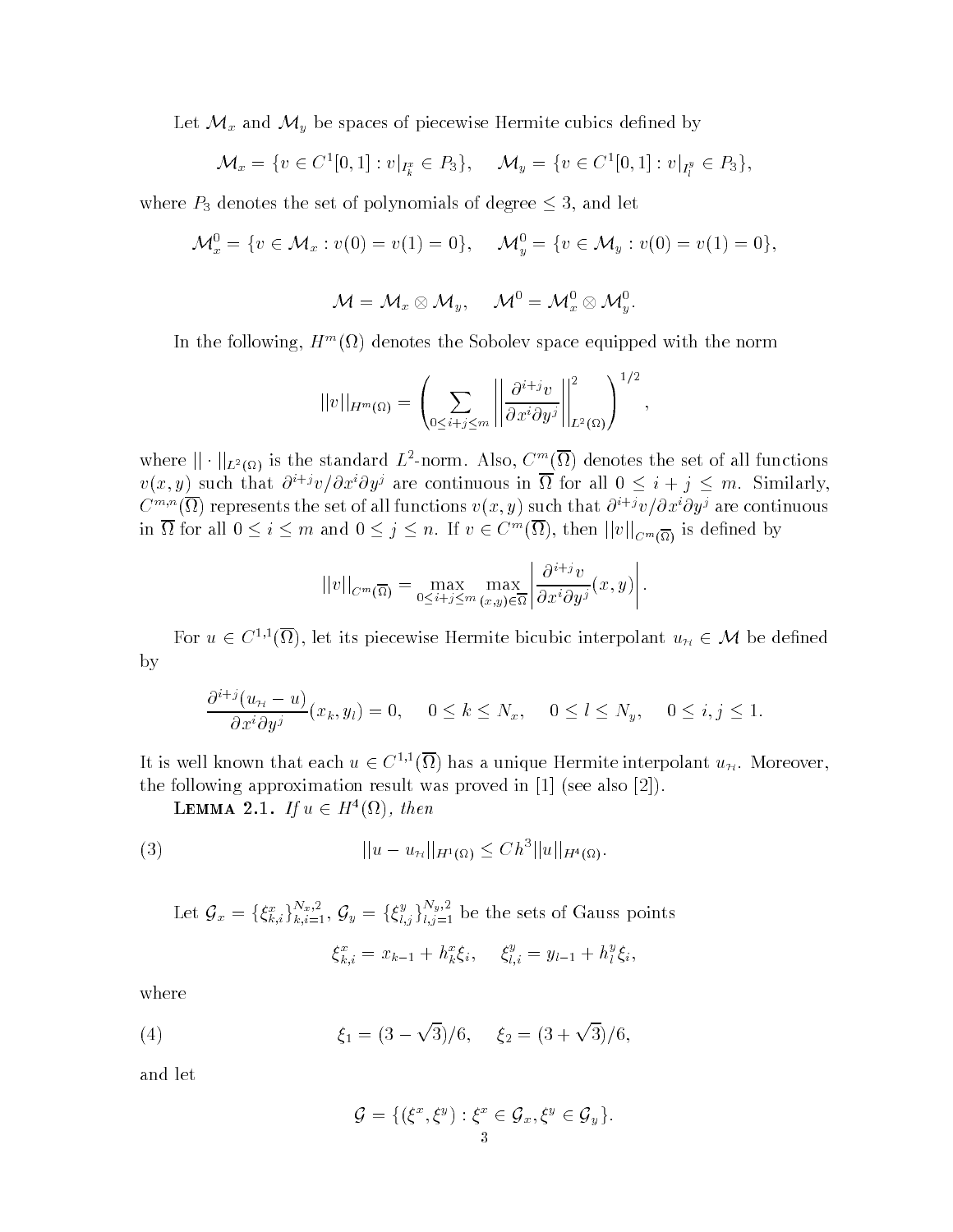Let $\mathcal{M}_x$ and $\mathcal{M}_y$ be spaces of piecewise Hermite cubics defined by

$$\mathcal{M}_x = \{v \in C^1[0,1] : v|_{I_k^x} \in P_3\}, \quad \mathcal{M}_y = \{v \in C^1[0,1] : v|_{I_l^y} \in P_3\},$$

where $P_3$ denotes the set of polynomials of degree $\leq 3$, and let

$$\mathcal{M}_x^0 = \{v \in \mathcal{M}_x : v(0) = v(1) = 0\}, \quad \mathcal{M}_y^0 = \{v \in \mathcal{M}_y : v(0) = v(1) = 0\},$$

$$\mathcal{M} = \mathcal{M}_x \otimes \mathcal{M}_y, \quad \mathcal{M}^0 = \mathcal{M}_x^0 \otimes \mathcal{M}_y^0.$$

In the following, $H^m(\Omega)$ denotes the Sobolev space equipped with the norm

$$||v||_{H^m(\Omega)} = \left( \sum_{0 \leq i+j \leq m} \left|\left| \frac{\partial^{i+j} v}{\partial x^i \partial y^j} \right|\right|_{L^2(\Omega)}^2 \right)^{1/2},$$

where $||\cdot||_{L^2(\Omega)}$ is the standard $L^2$-norm. Also, $C^m(\overline{\Omega})$ denotes the set of all functions $v(x,y)$ such that $\partial^{i+j} v / \partial x^i \partial y^j$ are continuous in $\overline{\Omega}$ for all $0 \leq i+j \leq m$. Similarly, $C^{m,n}(\overline{\Omega})$ represents the set of all functions $v(x,y)$ such that $\partial^{i+j} v / \partial x^i \partial y^j$ are continuous in $\overline{\Omega}$ for all $0 \leq i \leq m$ and $0 \leq j \leq n$. If $v \in C^m(\overline{\Omega})$, then $||v||_{C^m(\overline{\Omega})}$ is defined by

$$||v||_{C^m(\overline{\Omega})} = \max_{0 \leq i+j \leq m} \max_{(x,y) \in \overline{\Omega}} \left| \frac{\partial^{i+j} v}{\partial x^i \partial y^j}(x,y) \right|.$$

For $u \in C^{1,1}(\overline{\Omega})$, let its piecewise Hermite bicubic interpolant $u_{\mathcal{H}} \in \mathcal{M}$ be defined by

$$\frac{\partial^{i+j}(u_{\mathcal{H}} - u)}{\partial x^i \partial y^j}(x_k, y_l) = 0, \quad 0 \leq k \leq N_x, \quad 0 \leq l \leq N_y, \quad 0 \leq i,j \leq 1.$$

It is well known that each $u \in C^{1,1}(\overline{\Omega})$ has a unique Hermite interpolant $u_{\mathcal{H}}$. Moreover, the following approximation result was proved in [1] (see also [2]).

**Lemma 2.1.** *If $u \in H^4(\Omega)$, then*

$$||u - u_{\mathcal{H}}||_{H^1(\Omega)} \leq C h^3 ||u||_{H^4(\Omega)}. \tag{3}$$

Let $\mathcal{G}_x = \{\xi_{k,i}^x\}_{k,i=1}^{N_x,2}$, $\mathcal{G}_y = \{\xi_{l,j}^y\}_{l,j=1}^{N_y,2}$ be the sets of Gauss points

$$\xi_{k,i}^x = x_{k-1} + h_k^x \xi_i, \quad \xi_{l,i}^y = y_{l-1} + h_l^y \xi_i,$$

where

$$\xi_1 = (3 - \sqrt{3})/6, \quad \xi_2 = (3 + \sqrt{3})/6, \tag{4}$$

and let

$$\mathcal{G} = \{(\xi^x, \xi^y) : \xi^x \in \mathcal{G}_x, \xi^y \in \mathcal{G}_y\}.$$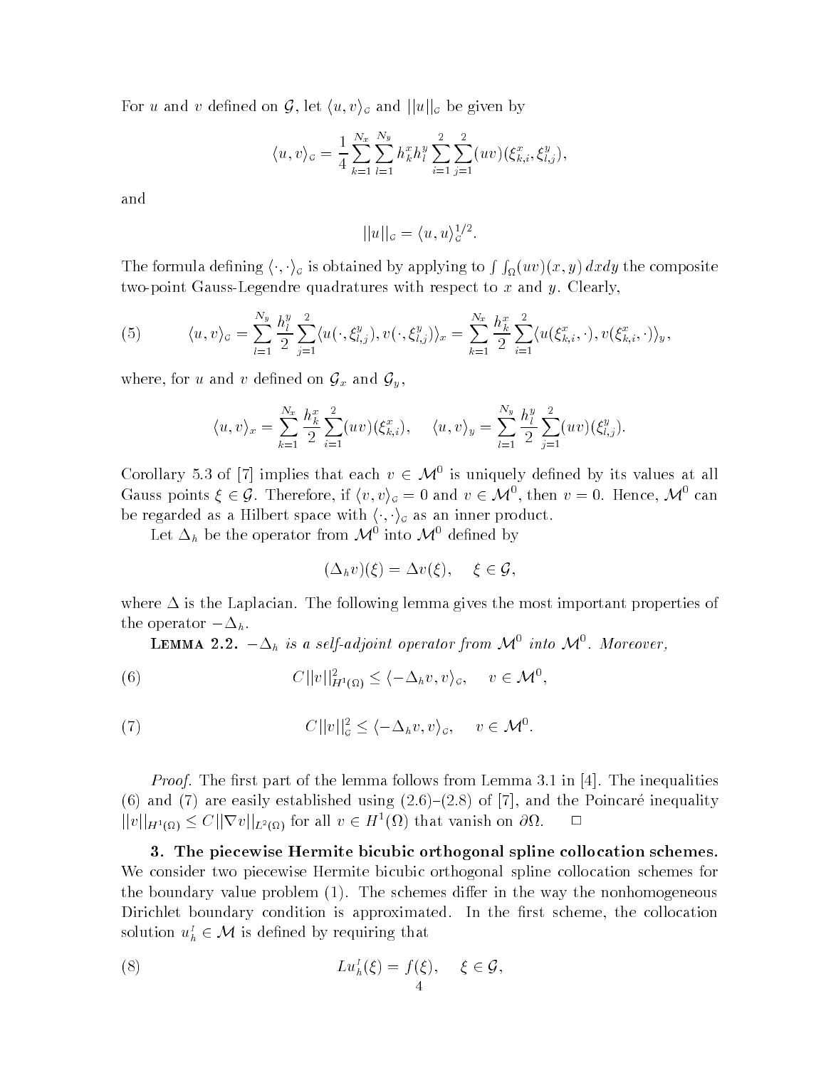For $u$ and $v$ defined on $\mathcal{G}$, let $\langle u, v \rangle_{\mathcal{G}}$ and $||u||_{\mathcal{G}}$ be given by

$$\langle u, v \rangle_{\mathcal{G}} = \frac{1}{4} \sum_{k=1}^{N_x} \sum_{l=1}^{N_y} h_k^x h_l^y \sum_{i=1}^{2} \sum_{j=1}^{2} (uv)(\xi_{k,i}^x, \xi_{l,j}^y),$$

and

$$||u||_{\mathcal{G}} = \langle u, u \rangle_{\mathcal{G}}^{1/2}.$$

The formula defining $\langle \cdot, \cdot \rangle_{\mathcal{G}}$ is obtained by applying to $\int\int_{\Omega} (uv)(x,y)\, dxdy$ the composite two-point Gauss-Legendre quadratures with respect to $x$ and $y$. Clearly,

$$\langle u, v \rangle_{\mathcal{G}} = \sum_{l=1}^{N_y} \frac{h_l^y}{2} \sum_{j=1}^{2} \langle u(\cdot, \xi_{l,j}^y), v(\cdot, \xi_{l,j}^y) \rangle_x = \sum_{k=1}^{N_x} \frac{h_k^x}{2} \sum_{i=1}^{2} \langle u(\xi_{k,i}^x, \cdot), v(\xi_{k,i}^x, \cdot) \rangle_y, \tag{5}$$

where, for $u$ and $v$ defined on $\mathcal{G}_x$ and $\mathcal{G}_y$,

$$\langle u, v \rangle_x = \sum_{k=1}^{N_x} \frac{h_k^x}{2} \sum_{i=1}^{2} (uv)(\xi_{k,i}^x), \quad \langle u, v \rangle_y = \sum_{l=1}^{N_y} \frac{h_l^y}{2} \sum_{j=1}^{2} (uv)(\xi_{l,j}^y).$$

Corollary 5.3 of [7] implies that each $v \in \mathcal{M}^0$ is uniquely defined by its values at all Gauss points $\xi \in \mathcal{G}$. Therefore, if $\langle v, v \rangle_{\mathcal{G}} = 0$ and $v \in \mathcal{M}^0$, then $v = 0$. Hence, $\mathcal{M}^0$ can be regarded as a Hilbert space with $\langle \cdot, \cdot \rangle_{\mathcal{G}}$ as an inner product.

Let $\Delta_h$ be the operator from $\mathcal{M}^0$ into $\mathcal{M}^0$ defined by

$$(\Delta_h v)(\xi) = \Delta v(\xi), \quad \xi \in \mathcal{G},$$

where $\Delta$ is the Laplacian. The following lemma gives the most important properties of the operator $-\Delta_h$.

**Lemma 2.2.** *$-\Delta_h$ is a self-adjoint operator from $\mathcal{M}^0$ into $\mathcal{M}^0$. Moreover,*

$$C||v||_{H^1(\Omega)}^2 \leq \langle -\Delta_h v, v \rangle_{\mathcal{G}}, \quad v \in \mathcal{M}^0, \tag{6}$$

$$C||v||_{\mathcal{G}}^2 \leq \langle -\Delta_h v, v \rangle_{\mathcal{G}}, \quad v \in \mathcal{M}^0. \tag{7}$$

*Proof.* The first part of the lemma follows from Lemma 3.1 in [4]. The inequalities (6) and (7) are easily established using (2.6)–(2.8) of [7], and the Poincaré inequality $||v||_{H^1(\Omega)} \leq C||\nabla v||_{L^2(\Omega)}$ for all $v \in H^1(\Omega)$ that vanish on $\partial\Omega$. □

## 3. The piecewise Hermite bicubic orthogonal spline collocation schemes.

We consider two piecewise Hermite bicubic orthogonal spline collocation schemes for the boundary value problem (1). The schemes differ in the way the nonhomogeneous Dirichlet boundary condition is approximated. In the first scheme, the collocation solution $u_h^I \in \mathcal{M}$ is defined by requiring that

$$Lu_h^I(\xi) = f(\xi), \quad \xi \in \mathcal{G}, \tag{8}$$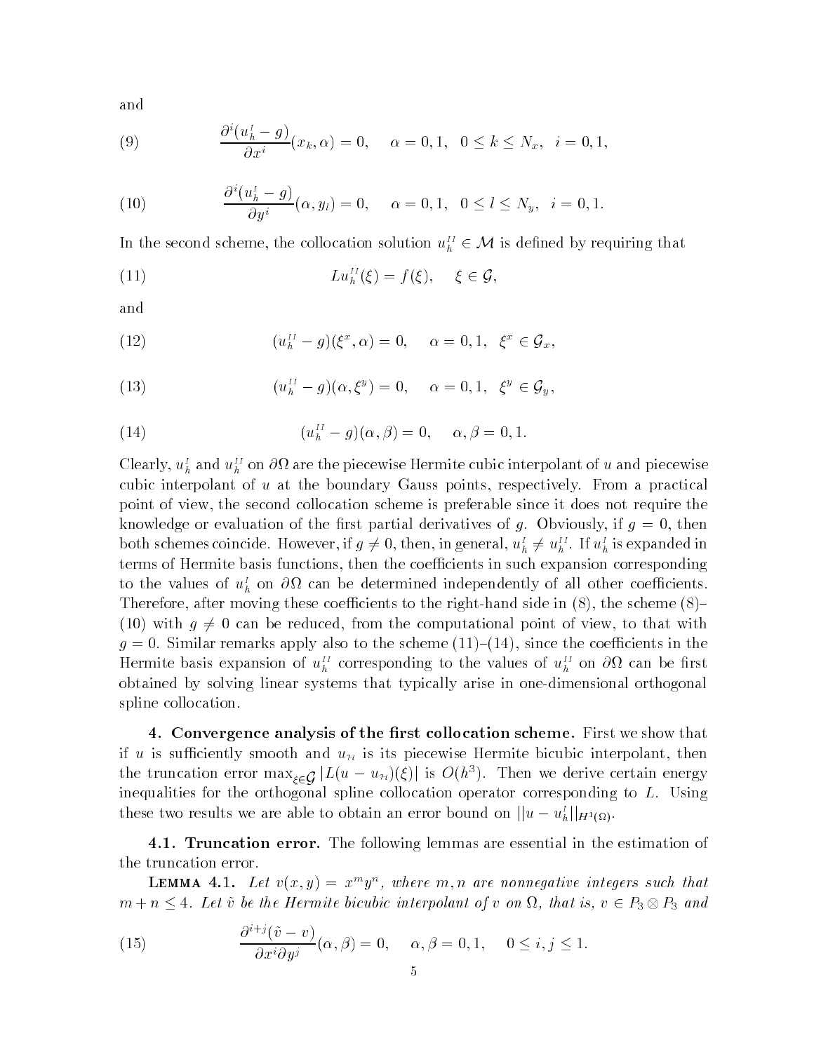and

$$\frac{\partial^i (u_h^I - g)}{\partial x^i}(x_k, \alpha) = 0, \quad \alpha = 0, 1, \quad 0 \le k \le N_x, \quad i = 0, 1, \tag{9}$$

$$\frac{\partial^i (u_h^I - g)}{\partial y^i}(\alpha, y_l) = 0, \quad \alpha = 0, 1, \quad 0 \le l \le N_y, \quad i = 0, 1. \tag{10}$$

In the second scheme, the collocation solution $u_h^{II} \in \mathcal{M}$ is defined by requiring that

$$L u_h^{II}(\xi) = f(\xi), \quad \xi \in \mathcal{G}, \tag{11}$$

and

$$(u_h^{II} - g)(\xi^x, \alpha) = 0, \quad \alpha = 0, 1, \quad \xi^x \in \mathcal{G}_x, \tag{12}$$

$$(u_h^{II} - g)(\alpha, \xi^y) = 0, \quad \alpha = 0, 1, \quad \xi^y \in \mathcal{G}_y, \tag{13}$$

$$(u_h^{II} - g)(\alpha, \beta) = 0, \quad \alpha, \beta = 0, 1. \tag{14}$$

Clearly, $u_h^I$ and $u_h^{II}$ on $\partial\Omega$ are the piecewise Hermite cubic interpolant of $u$ and piecewise cubic interpolant of $u$ at the boundary Gauss points, respectively. From a practical point of view, the second collocation scheme is preferable since it does not require the knowledge or evaluation of the first partial derivatives of $g$. Obviously, if $g = 0$, then both schemes coincide. However, if $g \neq 0$, then, in general, $u_h^I \neq u_h^{II}$. If $u_h^I$ is expanded in terms of Hermite basis functions, then the coefficients in such expansion corresponding to the values of $u_h^I$ on $\partial\Omega$ can be determined independently of all other coefficients. Therefore, after moving these coefficients to the right-hand side in (8), the scheme (8)–(10) with $g \neq 0$ can be reduced, from the computational point of view, to that with $g = 0$. Similar remarks apply also to the scheme (11)–(14), since the coefficients in the Hermite basis expansion of $u_h^{II}$ corresponding to the values of $u_h^{II}$ on $\partial\Omega$ can be first obtained by solving linear systems that typically arise in one-dimensional orthogonal spline collocation.

**4. Convergence analysis of the first collocation scheme.** First we show that if $u$ is sufficiently smooth and $u_{\mathcal{H}}$ is its piecewise Hermite bicubic interpolant, then the truncation error $\max_{\xi \in \mathcal{G}} |L(u - u_{\mathcal{H}})(\xi)|$ is $O(h^3)$. Then we derive certain energy inequalities for the orthogonal spline collocation operator corresponding to $L$. Using these two results we are able to obtain an error bound on $\|u - u_h^I\|_{H^1(\Omega)}$.

**4.1. Truncation error.** The following lemmas are essential in the estimation of the truncation error.

**Lemma 4.1.** *Let $v(x, y) = x^m y^n$, where $m, n$ are nonnegative integers such that $m + n \le 4$. Let $\tilde{v}$ be the Hermite bicubic interpolant of $v$ on $\Omega$, that is, $v \in P_3 \otimes P_3$ and*

$$\frac{\partial^{i+j}(\tilde{v} - v)}{\partial x^i \partial y^j}(\alpha, \beta) = 0, \quad \alpha, \beta = 0, 1, \quad 0 \le i, j \le 1. \tag{15}$$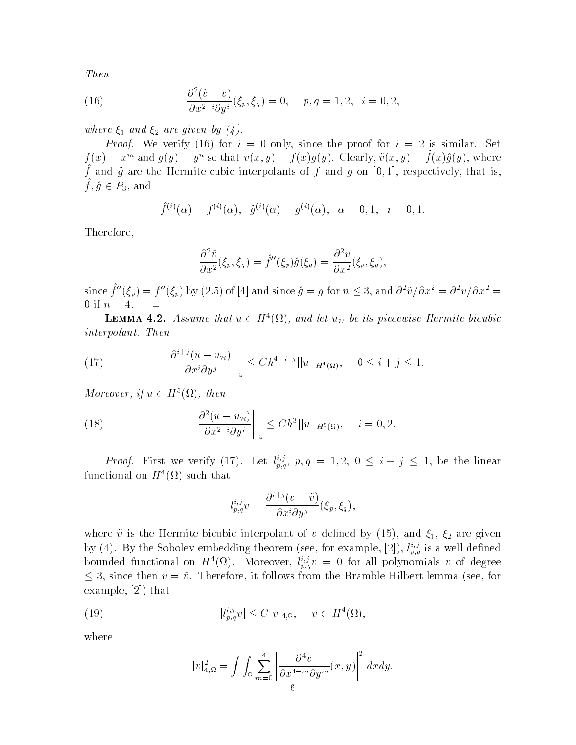*Then*

$$\frac{\partial^2(\tilde{v} - v)}{\partial x^{2-i} \partial y^i}(\xi_p, \xi_q) = 0, \quad p, q = 1, 2, \ \ i = 0, 2, \tag{16}$$

*where $\xi_1$ and $\xi_2$ are given by (4).*

*Proof.* We verify (16) for $i = 0$ only, since the proof for $i = 2$ is similar. Set $f(x) = x^m$ and $g(y) = y^n$ so that $v(x, y) = f(x)g(y)$. Clearly, $\tilde{v}(x, y) = \hat{f}(x)\hat{g}(y)$, where $\hat{f}$ and $\hat{g}$ are the Hermite cubic interpolants of $f$ and $g$ on $[0, 1]$, respectively, that is, $\hat{f}, \hat{g} \in P_3$, and

$$\hat{f}^{(i)}(\alpha) = f^{(i)}(\alpha), \ \ \hat{g}^{(i)}(\alpha) = g^{(i)}(\alpha), \ \ \alpha = 0, 1, \ \ i = 0, 1.$$

Therefore,

$$\frac{\partial^2 \tilde{v}}{\partial x^2}(\xi_p, \xi_q) = \hat{f}''(\xi_p)\hat{g}(\xi_q) = \frac{\partial^2 v}{\partial x^2}(\xi_p, \xi_q),$$

since $\hat{f}''(\xi_p) = f''(\xi_p)$ by (2.5) of [4] and since $\hat{g} = g$ for $n \leq 3$, and $\partial^2 \tilde{v}/\partial x^2 = \partial^2 v/\partial x^2 = 0$ if $n = 4$. $\square$

**Lemma 4.2.** *Assume that $u \in H^4(\Omega)$, and let $u_{\mathcal{H}}$ be its piecewise Hermite bicubic interpolant. Then*

$$\left\| \frac{\partial^{i+j}(u - u_{\mathcal{H}})}{\partial x^i \partial y^j} \right\|_{\mathcal{G}} \leq C h^{4-i-j} \|u\|_{H^4(\Omega)}, \quad 0 \leq i + j \leq 1. \tag{17}$$

*Moreover, if $u \in H^5(\Omega)$, then*

$$\left\| \frac{\partial^2(u - u_{\mathcal{H}})}{\partial x^{2-i} \partial y^i} \right\|_{\mathcal{G}} \leq C h^3 \|u\|_{H^5(\Omega)}, \quad i = 0, 2. \tag{18}$$

*Proof.* First we verify (17). Let $l_{p,q}^{i,j}$, $p, q = 1, 2$, $0 \leq i + j \leq 1$, be the linear functional on $H^4(\Omega)$ such that

$$l_{p,q}^{i,j} v = \frac{\partial^{i+j}(v - \tilde{v})}{\partial x^i \partial y^j}(\xi_p, \xi_q),$$

where $\tilde{v}$ is the Hermite bicubic interpolant of $v$ defined by (15), and $\xi_1$, $\xi_2$ are given by (4). By the Sobolev embedding theorem (see, for example, [2]), $l_{p,q}^{i,j}$ is a well defined bounded functional on $H^4(\Omega)$. Moreover, $l_{p,q}^{i,j} v = 0$ for all polynomials $v$ of degree $\leq 3$, since then $v = \tilde{v}$. Therefore, it follows from the Bramble-Hilbert lemma (see, for example, [2]) that

$$|l_{p,q}^{i,j} v| \leq C |v|_{4,\Omega}, \quad v \in H^4(\Omega), \tag{19}$$

where

$$|v|_{4,\Omega}^2 = \int \int_\Omega \sum_{m=0}^{4} \left| \frac{\partial^4 v}{\partial x^{4-m} \partial y^m}(x, y) \right|^2 \, dx dy.$$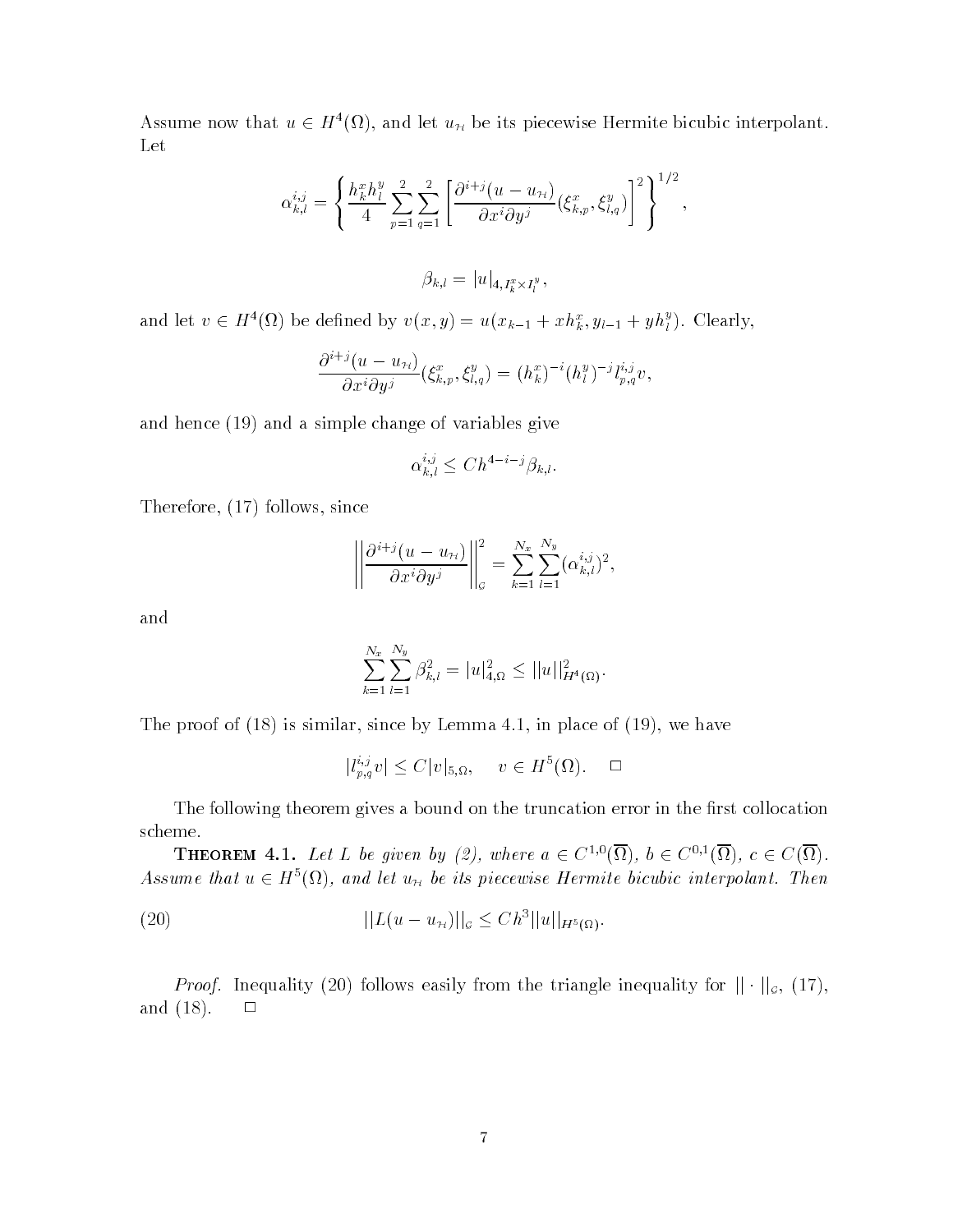Assume now that $u \in H^4(\Omega)$, and let $u_{\mathcal{H}}$ be its piecewise Hermite bicubic interpolant. Let

$$\alpha_{k,l}^{i,j} = \left\{ \frac{h_k^x h_l^y}{4} \sum_{p=1}^{2} \sum_{q=1}^{2} \left[ \frac{\partial^{i+j}(u - u_{\mathcal{H}})}{\partial x^i \partial y^j}(\xi_{k,p}^x, \xi_{l,q}^y) \right]^2 \right\}^{1/2},$$

$$\beta_{k,l} = |u|_{4, I_k^x \times I_l^y},$$

and let $v \in H^4(\Omega)$ be defined by $v(x,y) = u(x_{k-1} + x h_k^x, y_{l-1} + y h_l^y)$. Clearly,

$$\frac{\partial^{i+j}(u - u_{\mathcal{H}})}{\partial x^i \partial y^j}(\xi_{k,p}^x, \xi_{l,q}^y) = (h_k^x)^{-i}(h_l^y)^{-j} l_{p,q}^{i,j} v,$$

and hence (19) and a simple change of variables give

$$\alpha_{k,l}^{i,j} \le C h^{4-i-j} \beta_{k,l}.$$

Therefore, (17) follows, since

$$\left\| \frac{\partial^{i+j}(u - u_{\mathcal{H}})}{\partial x^i \partial y^j} \right\|_{\mathcal{G}}^2 = \sum_{k=1}^{N_x} \sum_{l=1}^{N_y} (\alpha_{k,l}^{i,j})^2,$$

and

$$\sum_{k=1}^{N_x} \sum_{l=1}^{N_y} \beta_{k,l}^2 = |u|_{4,\Omega}^2 \le ||u||_{H^4(\Omega)}^2.$$

The proof of (18) is similar, since by Lemma 4.1, in place of (19), we have

$$|l_{p,q}^{i,j} v| \le C |v|_{5,\Omega}, \quad v \in H^5(\Omega). \quad \square$$

The following theorem gives a bound on the truncation error in the first collocation scheme.

**Theorem 4.1.** *Let $L$ be given by (2), where $a \in C^{1,0}(\overline{\Omega})$, $b \in C^{0,1}(\overline{\Omega})$, $c \in C(\overline{\Omega})$. Assume that $u \in H^5(\Omega)$, and let $u_{\mathcal{H}}$ be its piecewise Hermite bicubic interpolant. Then*

$$||L(u - u_{\mathcal{H}})||_{\mathcal{G}} \le C h^3 ||u||_{H^5(\Omega)}. \tag{20}$$

*Proof.* Inequality (20) follows easily from the triangle inequality for $||\cdot||_{\mathcal{G}}$, (17), and (18). $\square$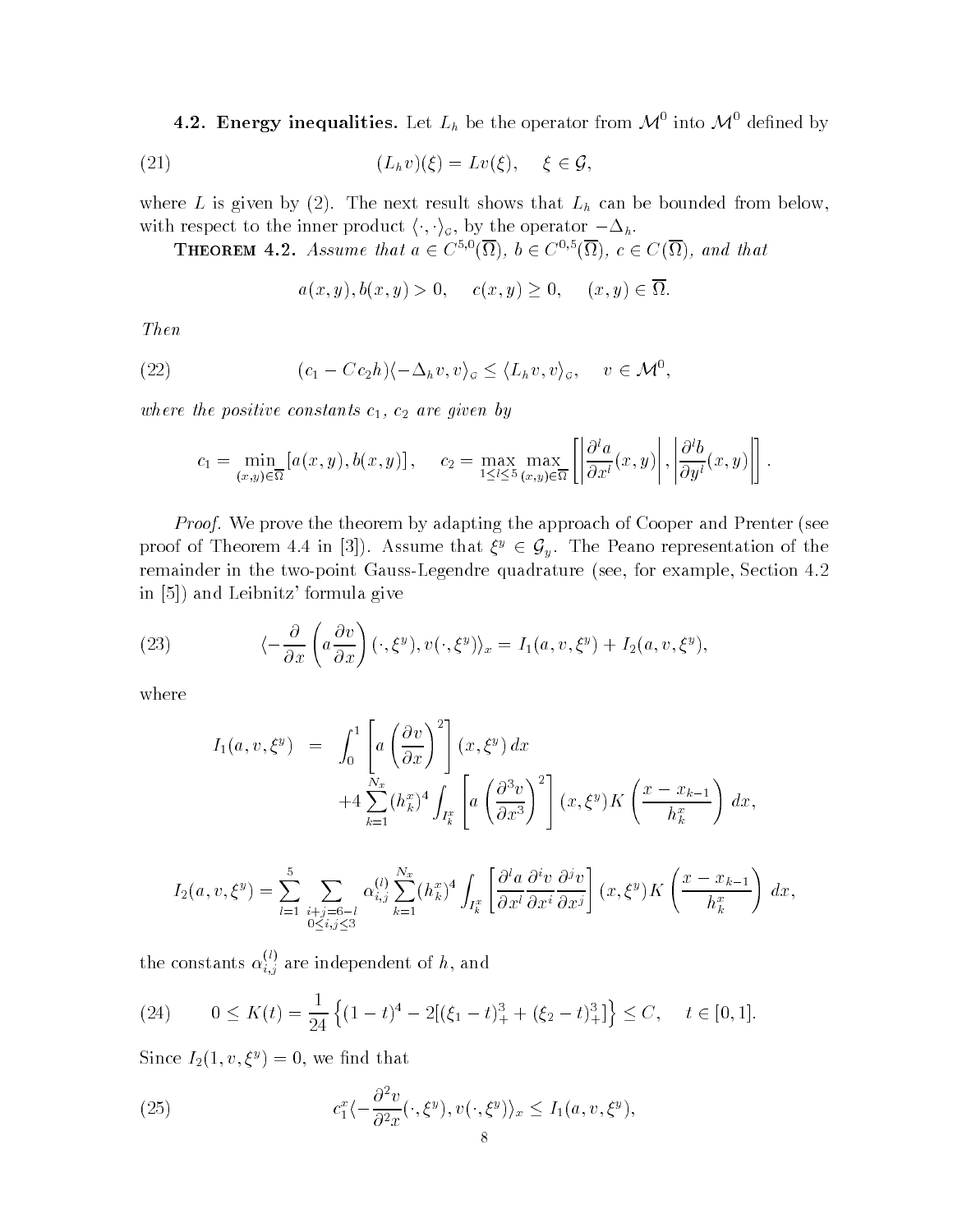**4.2. Energy inequalities.** Let $L_h$ be the operator from $\mathcal{M}^0$ into $\mathcal{M}^0$ defined by

$$(L_h v)(\xi) = Lv(\xi), \quad \xi \in \mathcal{G}, \tag{21}$$

where $L$ is given by (2). The next result shows that $L_h$ can be bounded from below, with respect to the inner product $\langle \cdot, \cdot \rangle_{\mathcal{G}}$, by the operator $-\Delta_h$.

**Theorem 4.2.** *Assume that $a \in C^{5,0}(\overline{\Omega})$, $b \in C^{0,5}(\overline{\Omega})$, $c \in C(\overline{\Omega})$, and that*

$$a(x,y), b(x,y) > 0, \quad c(x,y) \geq 0, \quad (x,y) \in \overline{\Omega}.$$

*Then*

$$(c_1 - Cc_2 h)\langle -\Delta_h v, v\rangle_{\mathcal{G}} \leq \langle L_h v, v\rangle_{\mathcal{G}}, \quad v \in \mathcal{M}^0, \tag{22}$$

*where the positive constants $c_1$, $c_2$ are given by*

$$c_1 = \min_{(x,y)\in\overline{\Omega}} [a(x,y), b(x,y)], \quad c_2 = \max_{1 \leq l \leq 5} \max_{(x,y)\in\overline{\Omega}} \left[ \left| \frac{\partial^l a}{\partial x^l}(x,y) \right|, \left| \frac{\partial^l b}{\partial y^l}(x,y) \right| \right].$$

*Proof.* We prove the theorem by adapting the approach of Cooper and Prenter (see proof of Theorem 4.4 in [3]). Assume that $\xi^y \in \mathcal{G}_y$. The Peano representation of the remainder in the two-point Gauss-Legendre quadrature (see, for example, Section 4.2 in [5]) and Leibnitz' formula give

$$\langle -\frac{\partial}{\partial x}\left(a \frac{\partial v}{\partial x}\right)(\cdot, \xi^y), v(\cdot, \xi^y)\rangle_x = I_1(a, v, \xi^y) + I_2(a, v, \xi^y), \tag{23}$$

where

$$\begin{aligned} I_1(a, v, \xi^y) &= \int_0^1 \left[ a \left(\frac{\partial v}{\partial x}\right)^2 \right](x, \xi^y)\, dx \\ &\quad + 4 \sum_{k=1}^{N_x} (h_k^x)^4 \int_{I_k^x} \left[ a \left( \frac{\partial^3 v}{\partial x^3} \right)^2 \right](x, \xi^y) K\left( \frac{x - x_{k-1}}{h_k^x} \right) dx, \end{aligned}$$

$$I_2(a, v, \xi^y) = \sum_{l=1}^{5} \sum_{\substack{i+j=6-l \\ 0 \leq i,j \leq 3}} \alpha_{i,j}^{(l)} \sum_{k=1}^{N_x} (h_k^x)^4 \int_{I_k^x} \left[ \frac{\partial^l a}{\partial x^l} \frac{\partial^i v}{\partial x^i} \frac{\partial^j v}{\partial x^j} \right](x, \xi^y) K\left( \frac{x - x_{k-1}}{h_k^x} \right) dx,$$

the constants $\alpha_{i,j}^{(l)}$ are independent of $h$, and

$$0 \leq K(t) = \frac{1}{24} \left\{ (1-t)^4 - 2[(\xi_1 - t)_+^3 + (\xi_2 - t)_+^3] \right\} \leq C, \quad t \in [0,1]. \tag{24}$$

Since $I_2(1, v, \xi^y) = 0$, we find that

$$c_1^x \langle -\frac{\partial^2 v}{\partial^2 x}(\cdot, \xi^y), v(\cdot, \xi^y)\rangle_x \leq I_1(a, v, \xi^y), \tag{25}$$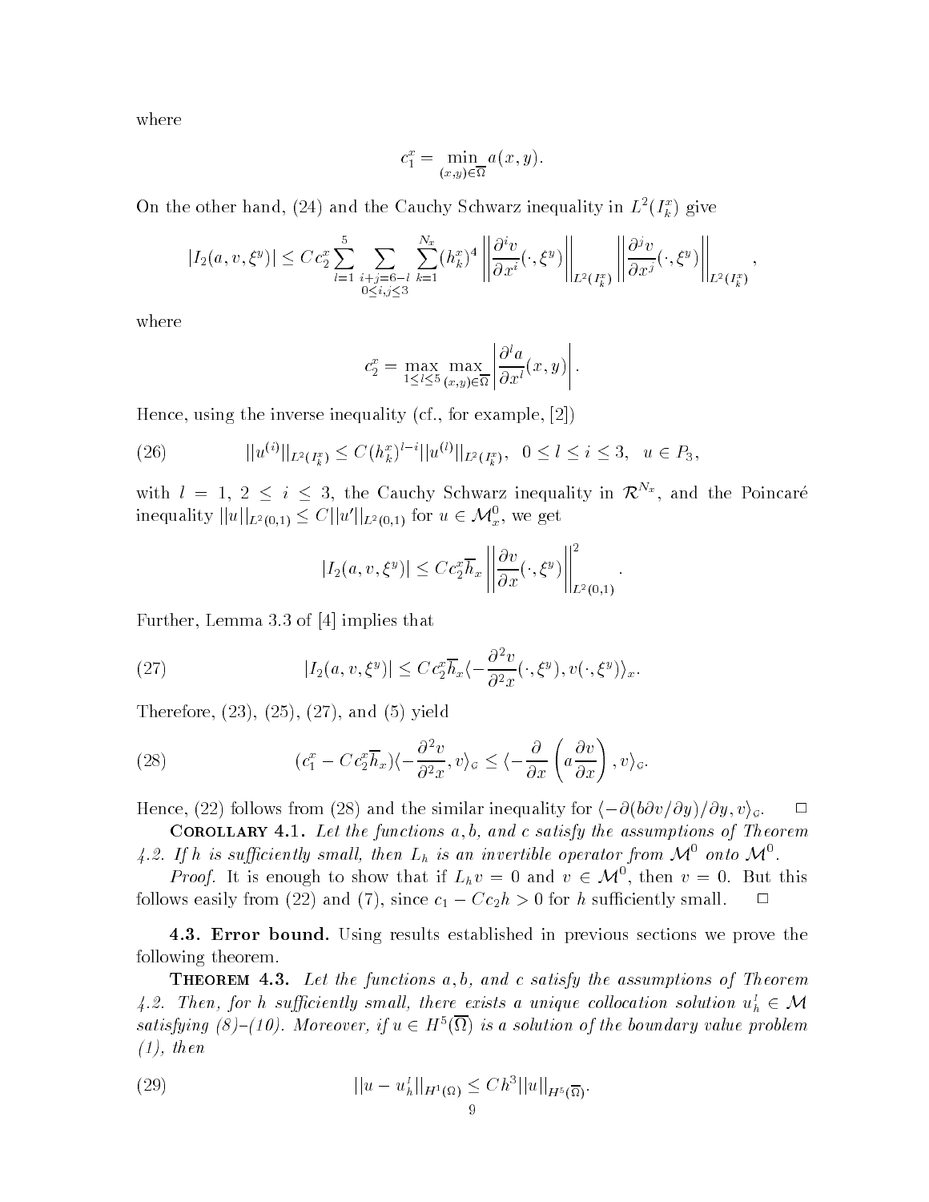where

$$c_1^x = \min_{(x,y)\in\overline{\Omega}} a(x,y).$$

On the other hand, (24) and the Cauchy Schwarz inequality in $L^2(I_k^x)$ give

$$|I_2(a,v,\xi^y)| \le C c_2^x \sum_{l=1}^{5} \sum_{\substack{i+j=6-l \\ 0\le i,j\le 3}} \sum_{k=1}^{N_x} (h_k^x)^4 \left\| \frac{\partial^i v}{\partial x^i}(\cdot,\xi^y) \right\|_{L^2(I_k^x)} \left\| \frac{\partial^j v}{\partial x^j}(\cdot,\xi^y) \right\|_{L^2(I_k^x)},$$

where

$$c_2^x = \max_{1\le l\le 5} \max_{(x,y)\in\overline{\Omega}} \left| \frac{\partial^l a}{\partial x^l}(x,y) \right|.$$

Hence, using the inverse inequality (cf., for example, [2])

$$||u^{(i)}||_{L^2(I_k^x)} \le C (h_k^x)^{l-i} ||u^{(l)}||_{L^2(I_k^x)}, \quad 0 \le l \le i \le 3, \quad u \in P_3, \tag{26}$$

with $l = 1$, $2 \le i \le 3$, the Cauchy Schwarz inequality in $\mathcal{R}^{N_x}$, and the Poincaré inequality $||u||_{L^2(0,1)} \le C||u'||_{L^2(0,1)}$ for $u \in \mathcal{M}_x^0$, we get

$$|I_2(a,v,\xi^y)| \le C c_2^x \overline{h}_x \left\| \frac{\partial v}{\partial x}(\cdot,\xi^y) \right\|^2_{L^2(0,1)}.$$

Further, Lemma 3.3 of [4] implies that

$$|I_2(a,v,\xi^y)| \le C c_2^x \overline{h}_x \langle -\frac{\partial^2 v}{\partial^2 x}(\cdot,\xi^y), v(\cdot,\xi^y)\rangle_x. \tag{27}$$

Therefore, (23), (25), (27), and (5) yield

$$(c_1^x - C c_2^x \overline{h}_x)\langle -\frac{\partial^2 v}{\partial^2 x}, v\rangle_{\mathcal{G}} \le \langle -\frac{\partial}{\partial x}\left(a\frac{\partial v}{\partial x}\right), v\rangle_{\mathcal{G}}. \tag{28}$$

Hence, (22) follows from (28) and the similar inequality for $\langle -\partial(b\partial v/\partial y)/\partial y, v\rangle_{\mathcal{G}}$. $\square$

**Corollary 4.1.** *Let the functions $a, b$, and $c$ satisfy the assumptions of Theorem 4.2. If $h$ is sufficiently small, then $L_h$ is an invertible operator from $\mathcal{M}^0$ onto $\mathcal{M}^0$.*

*Proof.* It is enough to show that if $L_h v = 0$ and $v \in \mathcal{M}^0$, then $v = 0$. But this follows easily from (22) and (7), since $c_1 - C c_2 h > 0$ for $h$ sufficiently small. $\square$

### 4.3. Error bound.

Using results established in previous sections we prove the following theorem.

**Theorem 4.3.** *Let the functions $a, b$, and $c$ satisfy the assumptions of Theorem 4.2. Then, for $h$ sufficiently small, there exists a unique collocation solution $u_h^I \in \mathcal{M}$ satisfying (8)–(10). Moreover, if $u \in H^5(\overline{\Omega})$ is a solution of the boundary value problem (1), then*

$$||u - u_h^I||_{H^1(\Omega)} \le C h^3 ||u||_{H^5(\overline{\Omega})}. \tag{29}$$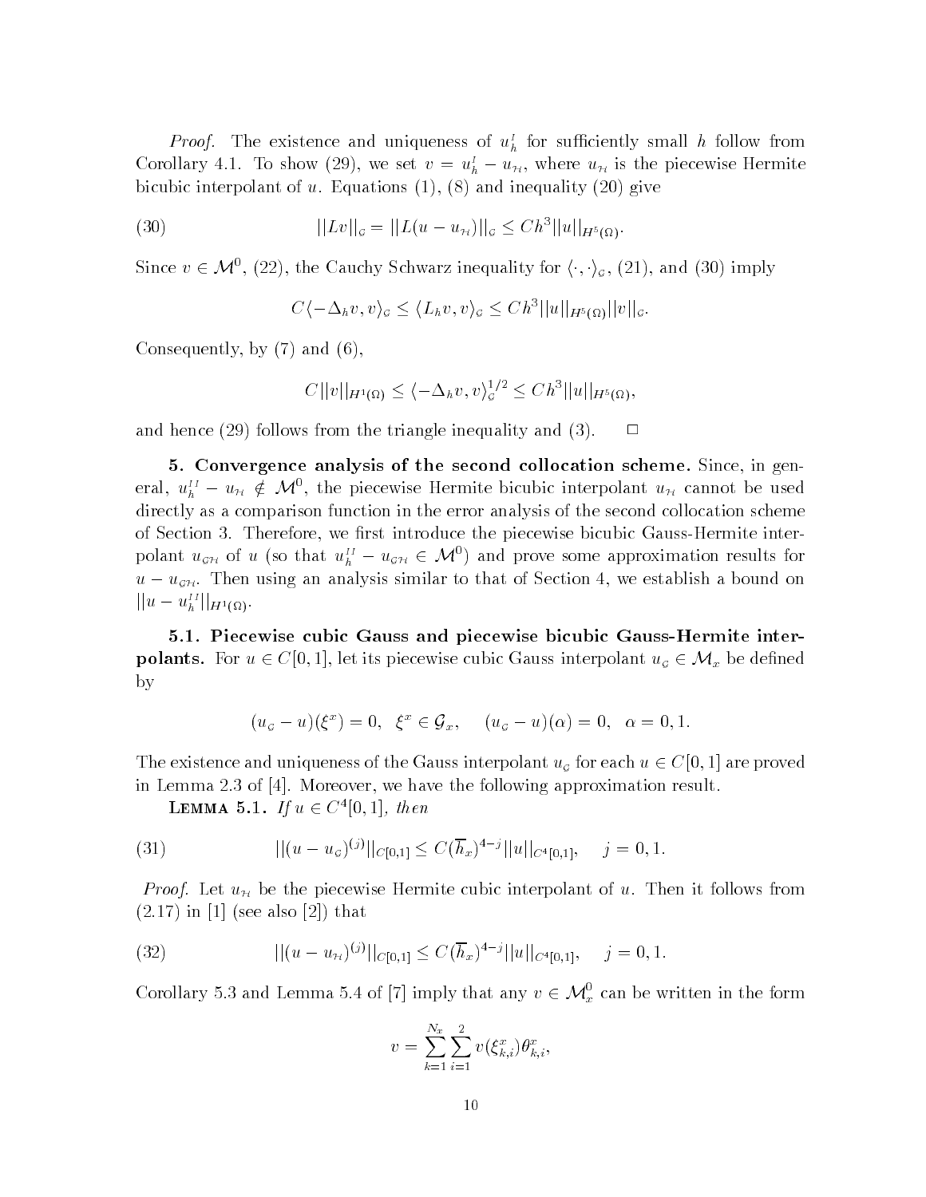*Proof.* The existence and uniqueness of $u_h^I$ for sufficiently small $h$ follow from Corollary 4.1. To show (29), we set $v = u_h^I - u_{\mathcal{H}}$, where $u_{\mathcal{H}}$ is the piecewise Hermite bicubic interpolant of $u$. Equations (1), (8) and inequality (20) give

$$||Lv||_{\mathcal{G}} = ||L(u - u_{\mathcal{H}})||_{\mathcal{G}} \le Ch^3 ||u||_{H^5(\Omega)}. \tag{30}$$

Since $v \in \mathcal{M}^0$, (22), the Cauchy Schwarz inequality for $\langle \cdot, \cdot \rangle_{\mathcal{G}}$, (21), and (30) imply

$$C \langle -\Delta_h v, v \rangle_{\mathcal{G}} \le \langle L_h v, v \rangle_{\mathcal{G}} \le Ch^3 ||u||_{H^5(\Omega)} ||v||_{\mathcal{G}}.$$

Consequently, by (7) and (6),

$$C ||v||_{H^1(\Omega)} \le \langle -\Delta_h v, v \rangle_{\mathcal{G}}^{1/2} \le Ch^3 ||u||_{H^5(\Omega)},$$

and hence (29) follows from the triangle inequality and (3). $\square$

**5. Convergence analysis of the second collocation scheme.** Since, in general, $u_h^{II} - u_{\mathcal{H}} \notin \mathcal{M}^0$, the piecewise Hermite bicubic interpolant $u_{\mathcal{H}}$ cannot be used directly as a comparison function in the error analysis of the second collocation scheme of Section 3. Therefore, we first introduce the piecewise bicubic Gauss-Hermite interpolant $u_{\mathcal{GH}}$ of $u$ (so that $u_h^{II} - u_{\mathcal{GH}} \in \mathcal{M}^0$) and prove some approximation results for $u - u_{\mathcal{GH}}$. Then using an analysis similar to that of Section 4, we establish a bound on $||u - u_h^{II}||_{H^1(\Omega)}$.

**5.1. Piecewise cubic Gauss and piecewise bicubic Gauss-Hermite interpolants.** For $u \in C[0,1]$, let its piecewise cubic Gauss interpolant $u_{\mathcal{G}} \in \mathcal{M}_x$ be defined by

$$(u_{\mathcal{G}} - u)(\xi^x) = 0, \quad \xi^x \in \mathcal{G}_x, \qquad (u_{\mathcal{G}} - u)(\alpha) = 0, \quad \alpha = 0, 1.$$

The existence and uniqueness of the Gauss interpolant $u_{\mathcal{G}}$ for each $u \in C[0,1]$ are proved in Lemma 2.3 of [4]. Moreover, we have the following approximation result.

**Lemma 5.1.** *If* $u \in C^4[0,1]$, *then*

$$||(u - u_{\mathcal{G}})^{(j)}||_{C[0,1]} \le C(\overline{h}_x)^{4-j} ||u||_{C^4[0,1]}, \quad j = 0, 1. \tag{31}$$

*Proof.* Let $u_{\mathcal{H}}$ be the piecewise Hermite cubic interpolant of $u$. Then it follows from (2.17) in [1] (see also [2]) that

$$||(u - u_{\mathcal{H}})^{(j)}||_{C[0,1]} \le C(\overline{h}_x)^{4-j} ||u||_{C^4[0,1]}, \quad j = 0, 1. \tag{32}$$

Corollary 5.3 and Lemma 5.4 of [7] imply that any $v \in \mathcal{M}_x^0$ can be written in the form

$$v = \sum_{k=1}^{N_x} \sum_{i=1}^{2} v(\xi_{k,i}^x) \theta_{k,i}^x,$$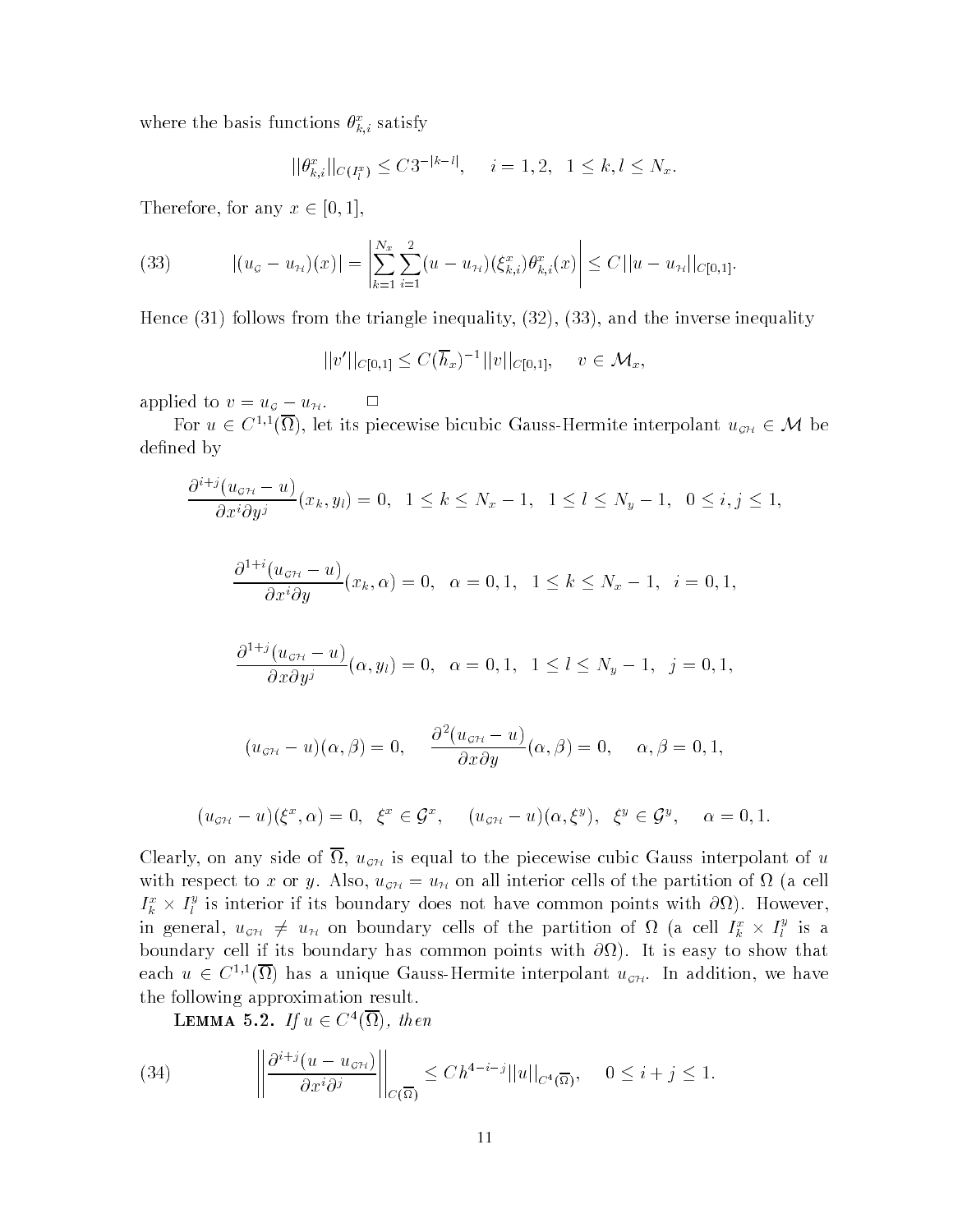where the basis functions $\theta^x_{k,i}$ satisfy

$$||\theta^x_{k,i}||_{C(I^x_l)} \le C3^{-|k-l|}, \quad i = 1, 2, \ \ 1 \le k, l \le N_x.$$

Therefore, for any $x \in [0, 1]$,

$$(33) \qquad |(u_{\mathcal{G}} - u_{\mathcal{H}})(x)| = \left| \sum_{k=1}^{N_x} \sum_{i=1}^{2} (u - u_{\mathcal{H}})(\xi^x_{k,i}) \theta^x_{k,i}(x) \right| \le C||u - u_{\mathcal{H}}||_{C[0,1]}.$$

Hence (31) follows from the triangle inequality, (32), (33), and the inverse inequality

$$||v'||_{C[0,1]} \le C(\overline{h}_x)^{-1} ||v||_{C[0,1]}, \quad v \in \mathcal{M}_x,$$

applied to $v = u_{\mathcal{G}} - u_{\mathcal{H}}$. $\square$

For $u \in C^{1,1}(\overline{\Omega})$, let its piecewise bicubic Gauss-Hermite interpolant $u_{\mathcal{GH}} \in \mathcal{M}$ be defined by

$$\frac{\partial^{i+j}(u_{\mathcal{GH}} - u)}{\partial x^i \partial y^j}(x_k, y_l) = 0, \ \ 1 \le k \le N_x - 1, \ \ 1 \le l \le N_y - 1, \ \ 0 \le i, j \le 1,$$

$$\frac{\partial^{1+i}(u_{\mathcal{GH}} - u)}{\partial x^i \partial y}(x_k, \alpha) = 0, \ \ \alpha = 0, 1, \ \ 1 \le k \le N_x - 1, \ \ i = 0, 1,$$

$$\frac{\partial^{1+j}(u_{\mathcal{GH}} - u)}{\partial x \partial y^j}(\alpha, y_l) = 0, \ \ \alpha = 0, 1, \ \ 1 \le l \le N_y - 1, \ \ j = 0, 1,$$

$$(u_{\mathcal{GH}} - u)(\alpha, \beta) = 0, \quad \frac{\partial^2(u_{\mathcal{GH}} - u)}{\partial x \partial y}(\alpha, \beta) = 0, \quad \alpha, \beta = 0, 1,$$

$$(u_{\mathcal{GH}} - u)(\xi^x, \alpha) = 0, \ \ \xi^x \in \mathcal{G}^x, \quad (u_{\mathcal{GH}} - u)(\alpha, \xi^y), \ \ \xi^y \in \mathcal{G}^y, \quad \alpha = 0, 1.$$

Clearly, on any side of $\overline{\Omega}$, $u_{\mathcal{GH}}$ is equal to the piecewise cubic Gauss interpolant of $u$ with respect to $x$ or $y$. Also, $u_{\mathcal{GH}} = u_{\mathcal{H}}$ on all interior cells of the partition of $\Omega$ (a cell $I^x_k \times I^y_l$ is interior if its boundary does not have common points with $\partial\Omega$). However, in general, $u_{\mathcal{GH}} \ne u_{\mathcal{H}}$ on boundary cells of the partition of $\Omega$ (a cell $I^x_k \times I^y_l$ is a boundary cell if its boundary has common points with $\partial\Omega$). It is easy to show that each $u \in C^{1,1}(\overline{\Omega})$ has a unique Gauss-Hermite interpolant $u_{\mathcal{GH}}$. In addition, we have the following approximation result.

**Lemma 5.2.** *If $u \in C^4(\overline{\Omega})$, then*

$$(34) \qquad \left|\left| \frac{\partial^{i+j}(u - u_{\mathcal{GH}})}{\partial x^i \partial^j} \right|\right|_{C(\overline{\Omega})} \le Ch^{4-i-j}||u||_{C^4(\overline{\Omega})}, \quad 0 \le i + j \le 1.$$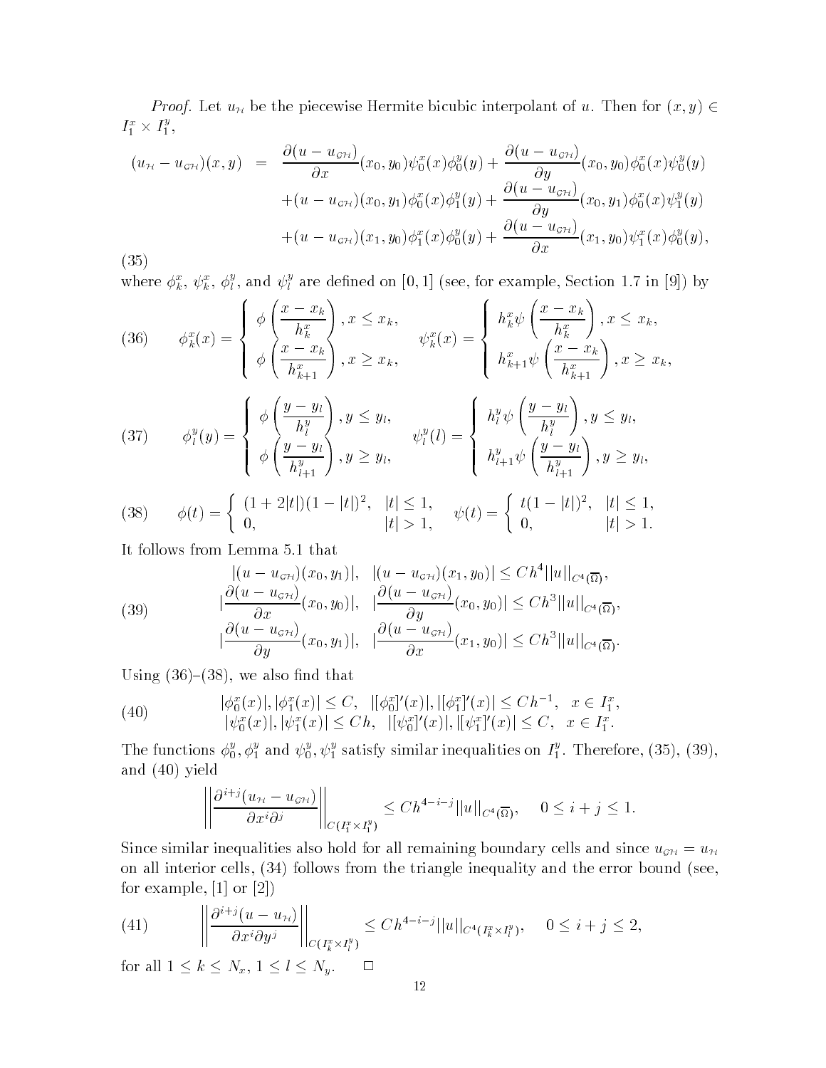*Proof.* Let $u_{\mathcal{H}}$ be the piecewise Hermite bicubic interpolant of $u$. Then for $(x,y) \in I_1^x \times I_1^y$,

$$
\begin{aligned}
(u_{\mathcal{H}} - u_{\mathcal{GH}})(x,y) \;=\; & \frac{\partial(u - u_{\mathcal{GH}})}{\partial x}(x_0,y_0)\psi_0^x(x)\phi_0^y(y) + \frac{\partial(u - u_{\mathcal{GH}})}{\partial y}(x_0,y_0)\phi_0^x(x)\psi_0^y(y) \\
& + (u - u_{\mathcal{GH}})(x_0,y_1)\phi_0^x(x)\phi_1^y(y) + \frac{\partial(u - u_{\mathcal{GH}})}{\partial y}(x_0,y_1)\phi_0^x(x)\psi_1^y(y) \\
& + (u - u_{\mathcal{GH}})(x_1,y_0)\phi_1^x(x)\phi_0^y(y) + \frac{\partial(u - u_{\mathcal{GH}})}{\partial x}(x_1,y_0)\psi_1^x(x)\phi_0^y(y),
\end{aligned} \tag{35}
$$

where $\phi_k^x$, $\psi_k^x$, $\phi_l^y$, and $\psi_l^y$ are defined on $[0,1]$ (see, for example, Section 1.7 in [9]) by

$$
\phi_k^x(x) = \begin{cases} \phi\left(\dfrac{x - x_k}{h_k^x}\right), x \le x_k, \\[2ex] \phi\left(\dfrac{x - x_k}{h_{k+1}^x}\right), x \ge x_k, \end{cases} \qquad \psi_k^x(x) = \begin{cases} h_k^x \psi\left(\dfrac{x - x_k}{h_k^x}\right), x \le x_k, \\[2ex] h_{k+1}^x \psi\left(\dfrac{x - x_k}{h_{k+1}^x}\right), x \ge x_k, \end{cases} \tag{36}
$$

$$
\phi_l^y(y) = \begin{cases} \phi\left(\dfrac{y - y_l}{h_l^y}\right), y \le y_l, \\[2ex] \phi\left(\dfrac{y - y_l}{h_{l+1}^y}\right), y \ge y_l, \end{cases} \qquad \psi_l^y(l) = \begin{cases} h_l^y \psi\left(\dfrac{y - y_l}{h_l^y}\right), y \le y_l, \\[2ex] h_{l+1}^y \psi\left(\dfrac{y - y_l}{h_{l+1}^y}\right), y \ge y_l, \end{cases} \tag{37}
$$

$$
\phi(t) = \begin{cases} (1 + 2|t|)(1 - |t|)^2, & |t| \le 1, \\ 0, & |t| > 1, \end{cases} \qquad \psi(t) = \begin{cases} t(1 - |t|)^2, & |t| \le 1, \\ 0, & |t| > 1. \end{cases} \tag{38}
$$

It follows from Lemma 5.1 that

$$
\begin{aligned}
|(u - u_{\mathcal{GH}})(x_0,y_1)|, \quad |(u - u_{\mathcal{GH}})(x_1,y_0)| &\le Ch^4 ||u||_{C^4(\overline{\Omega})}, \\
\left|\frac{\partial(u - u_{\mathcal{GH}})}{\partial x}(x_0,y_0)\right|, \quad \left|\frac{\partial(u - u_{\mathcal{GH}})}{\partial y}(x_0,y_0)\right| &\le Ch^3 ||u||_{C^4(\overline{\Omega})}, \\
\left|\frac{\partial(u - u_{\mathcal{GH}})}{\partial y}(x_0,y_1)\right|, \quad \left|\frac{\partial(u - u_{\mathcal{GH}})}{\partial x}(x_1,y_0)\right| &\le Ch^3 ||u||_{C^4(\overline{\Omega})}.
\end{aligned} \tag{39}
$$

Using (36)–(38), we also find that

$$
\begin{aligned}
|\phi_0^x(x)|, |\phi_1^x(x)| \le C, \quad |[\phi_0^x]'(x)|, |[\phi_1^x]'(x)| \le Ch^{-1}, \quad x \in I_1^x, \\
|\psi_0^x(x)|, |\psi_1^x(x)| \le Ch, \quad |[\psi_0^x]'(x)|, |[\psi_1^x]'(x)| \le C, \quad x \in I_1^x.
\end{aligned} \tag{40}
$$

The functions $\phi_0^y, \phi_1^y$ and $\psi_0^y, \psi_1^y$ satisfy similar inequalities on $I_1^y$. Therefore, (35), (39), and (40) yield

$$
\left\|\frac{\partial^{i+j}(u_{\mathcal{H}} - u_{\mathcal{GH}})}{\partial x^i \partial^j}\right\|_{C(I_1^x \times I_1^y)} \le Ch^{4-i-j} ||u||_{C^4(\overline{\Omega})}, \quad 0 \le i + j \le 1.
$$

Since similar inequalities also hold for all remaining boundary cells and since $u_{\mathcal{GH}} = u_{\mathcal{H}}$ on all interior cells, (34) follows from the triangle inequality and the error bound (see, for example, [1] or [2])

$$
\left\|\frac{\partial^{i+j}(u - u_{\mathcal{H}})}{\partial x^i \partial y^j}\right\|_{C(I_k^x \times I_l^y)} \le Ch^{4-i-j} ||u||_{C^4(I_k^x \times I_l^y)}, \quad 0 \le i + j \le 2, \tag{41}
$$

for all $1 \le k \le N_x$, $1 \le l \le N_y$. $\square$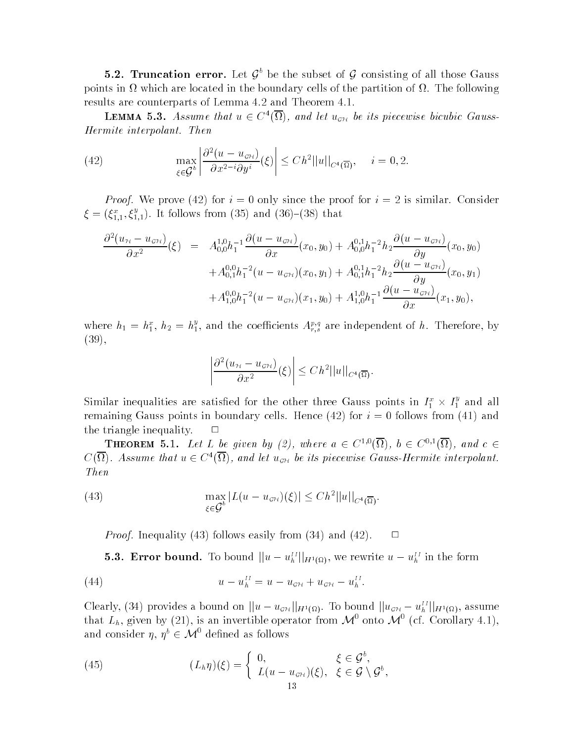**5.2. Truncation error.** Let $\mathcal{G}^b$ be the subset of $\mathcal{G}$ consisting of all those Gauss points in $\Omega$ which are located in the boundary cells of the partition of $\Omega$. The following results are counterparts of Lemma 4.2 and Theorem 4.1.

**Lemma 5.3.** *Assume that $u \in C^4(\overline{\Omega})$, and let $u_{\mathcal{GH}}$ be its piecewise bicubic Gauss-Hermite interpolant. Then*

$$\max_{\xi \in \mathcal{G}^b} \left| \frac{\partial^2 (u - u_{\mathcal{GH}})}{\partial x^{2-i} \partial y^i}(\xi) \right| \le C h^2 \|u\|_{C^4(\overline{\Omega})}, \quad i = 0, 2. \tag{42}$$

*Proof.* We prove (42) for $i = 0$ only since the proof for $i = 2$ is similar. Consider $\xi = (\xi^x_{1,1}, \xi^y_{1,1})$. It follows from (35) and (36)–(38) that

$$\begin{aligned}
\frac{\partial^2 (u_{\mathcal{H}} - u_{\mathcal{GH}})}{\partial x^2}(\xi) &= A^{1,0}_{0,0} h_1^{-1} \frac{\partial (u - u_{\mathcal{GH}})}{\partial x}(x_0, y_0) + A^{0,1}_{0,0} h_1^{-2} h_2 \frac{\partial (u - u_{\mathcal{GH}})}{\partial y}(x_0, y_0) \\
&\quad + A^{0,0}_{0,1} h_1^{-2} (u - u_{\mathcal{GH}})(x_0, y_1) + A^{0,1}_{0,1} h_1^{-2} h_2 \frac{\partial (u - u_{\mathcal{GH}})}{\partial y}(x_0, y_1) \\
&\quad + A^{0,0}_{1,0} h_1^{-2} (u - u_{\mathcal{GH}})(x_1, y_0) + A^{1,0}_{1,0} h_1^{-1} \frac{\partial (u - u_{\mathcal{GH}})}{\partial x}(x_1, y_0),
\end{aligned}$$

where $h_1 = h^x_1$, $h_2 = h^y_1$, and the coefficients $A^{p,q}_{r,s}$ are independent of $h$. Therefore, by (39),

$$\left| \frac{\partial^2 (u_{\mathcal{H}} - u_{\mathcal{GH}})}{\partial x^2}(\xi) \right| \le C h^2 \|u\|_{C^4(\overline{\Omega})}.$$

Similar inequalities are satisfied for the other three Gauss points in $I^x_1 \times I^y_1$ and all remaining Gauss points in boundary cells. Hence (42) for $i = 0$ follows from (41) and the triangle inequality. $\square$

**Theorem 5.1.** *Let $L$ be given by (2), where $a \in C^{1,0}(\overline{\Omega})$, $b \in C^{0,1}(\overline{\Omega})$, and $c \in C(\overline{\Omega})$. Assume that $u \in C^4(\overline{\Omega})$, and let $u_{\mathcal{GH}}$ be its piecewise Gauss-Hermite interpolant. Then*

$$\max_{\xi \in \mathcal{G}^b} |L(u - u_{\mathcal{GH}})(\xi)| \le C h^2 \|u\|_{C^4(\overline{\Omega})}. \tag{43}$$

*Proof.* Inequality (43) follows easily from (34) and (42). $\square$

**5.3. Error bound.** To bound $\|u - u^{II}_h\|_{H^1(\Omega)}$, we rewrite $u - u^{II}_h$ in the form

$$u - u^{II}_h = u - u_{\mathcal{GH}} + u_{\mathcal{GH}} - u^{II}_h. \tag{44}$$

Clearly, (34) provides a bound on $\|u - u_{\mathcal{GH}}\|_{H^1(\Omega)}$. To bound $\|u_{\mathcal{GH}} - u^{II}_h\|_{H^1(\Omega)}$, assume that $L_h$, given by (21), is an invertible operator from $\mathcal{M}^0$ onto $\mathcal{M}^0$ (cf. Corollary 4.1), and consider $\eta$, $\eta^b \in \mathcal{M}^0$ defined as follows

$$(L_h \eta)(\xi) = \begin{cases} 0, & \xi \in \mathcal{G}^b, \\ L(u - u_{\mathcal{GH}})(\xi), & \xi \in \mathcal{G} \setminus \mathcal{G}^b, \end{cases} \tag{45}$$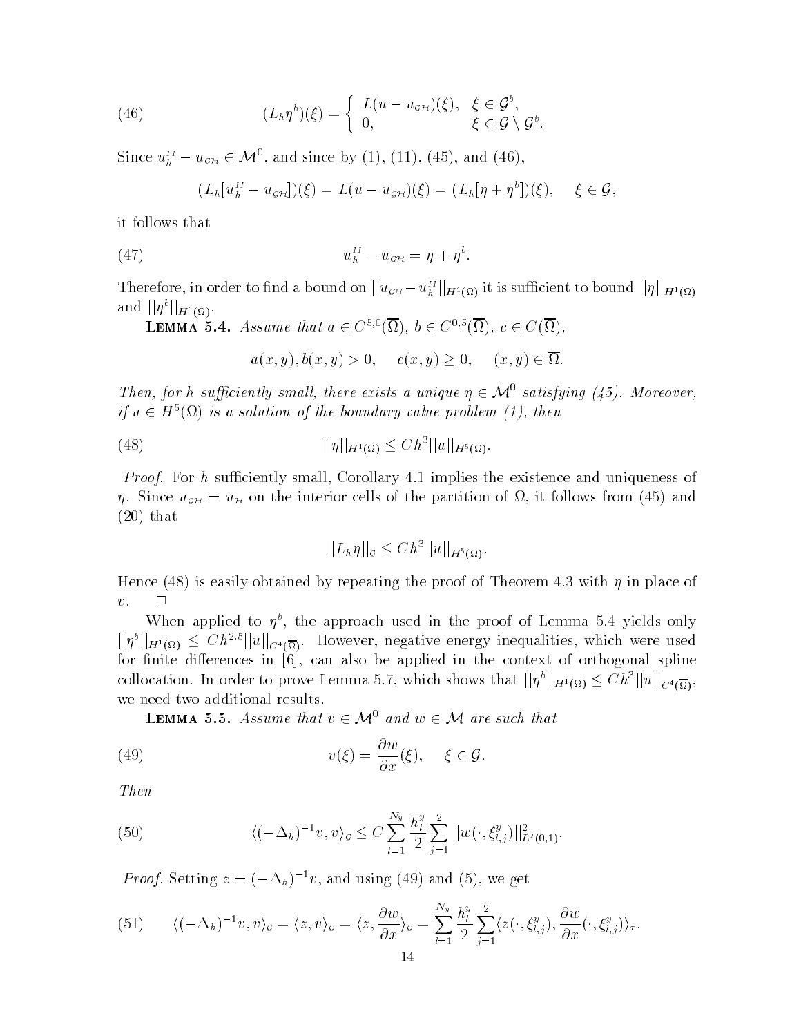$$(L_h \eta^b)(\xi) = \begin{cases} L(u - u_{\mathcal{GH}})(\xi), & \xi \in \mathcal{G}^b, \\ 0, & \xi \in \mathcal{G} \setminus \mathcal{G}^b. \end{cases} \tag{46}$$

Since $u_h^{II} - u_{\mathcal{GH}} \in \mathcal{M}^0$, and since by (1), (11), (45), and (46),

$$(L_h[u_h^{II} - u_{\mathcal{GH}}])(\xi) = L(u - u_{\mathcal{GH}})(\xi) = (L_h[\eta + \eta^b])(\xi), \quad \xi \in \mathcal{G},$$

it follows that

$$u_h^{II} - u_{\mathcal{GH}} = \eta + \eta^b. \tag{47}$$

Therefore, in order to find a bound on $||u_{\mathcal{GH}} - u_h^{II}||_{H^1(\Omega)}$ it is sufficient to bound $||\eta||_{H^1(\Omega)}$ and $||\eta^b||_{H^1(\Omega)}$.

**Lemma 5.4.** *Assume that $a \in C^{5,0}(\overline{\Omega})$, $b \in C^{0,5}(\overline{\Omega})$, $c \in C(\overline{\Omega})$,*

$$a(x,y), b(x,y) > 0, \quad c(x,y) \geq 0, \quad (x,y) \in \overline{\Omega}.$$

*Then, for $h$ sufficiently small, there exists a unique $\eta \in \mathcal{M}^0$ satisfying (45). Moreover, if $u \in H^5(\Omega)$ is a solution of the boundary value problem (1), then*

$$||\eta||_{H^1(\Omega)} \leq Ch^3 ||u||_{H^5(\Omega)}. \tag{48}$$

*Proof.* For $h$ sufficiently small, Corollary 4.1 implies the existence and uniqueness of $\eta$. Since $u_{\mathcal{GH}} = u_{\mathcal{H}}$ on the interior cells of the partition of $\Omega$, it follows from (45) and (20) that

$$||L_h \eta||_{\mathcal{G}} \leq Ch^3 ||u||_{H^5(\Omega)}.$$

Hence (48) is easily obtained by repeating the proof of Theorem 4.3 with $\eta$ in place of $v$. $\square$

When applied to $\eta^b$, the approach used in the proof of Lemma 5.4 yields only $||\eta^b||_{H^1(\Omega)} \leq Ch^{2.5}||u||_{C^4(\overline{\Omega})}$. However, negative energy inequalities, which were used for finite differences in [6], can also be applied in the context of orthogonal spline collocation. In order to prove Lemma 5.7, which shows that $||\eta^b||_{H^1(\Omega)} \leq Ch^3||u||_{C^4(\overline{\Omega})}$, we need two additional results.

**Lemma 5.5.** *Assume that $v \in \mathcal{M}^0$ and $w \in \mathcal{M}$ are such that*

$$v(\xi) = \frac{\partial w}{\partial x}(\xi), \quad \xi \in \mathcal{G}. \tag{49}$$

*Then*

$$\langle (-\Delta_h)^{-1} v, v \rangle_{\mathcal{G}} \leq C \sum_{l=1}^{N_y} \frac{h_l^y}{2} \sum_{j=1}^{2} ||w(\cdot, \xi_{l,j}^y)||^2_{L^2(0,1)}. \tag{50}$$

*Proof.* Setting $z = (-\Delta_h)^{-1} v$, and using (49) and (5), we get

$$\langle (-\Delta_h)^{-1} v, v \rangle_{\mathcal{G}} = \langle z, v \rangle_{\mathcal{G}} = \langle z, \frac{\partial w}{\partial x} \rangle_{\mathcal{G}} = \sum_{l=1}^{N_y} \frac{h_l^y}{2} \sum_{j=1}^{2} \langle z(\cdot, \xi_{l,j}^y), \frac{\partial w}{\partial x}(\cdot, \xi_{l,j}^y) \rangle_x. \tag{51}$$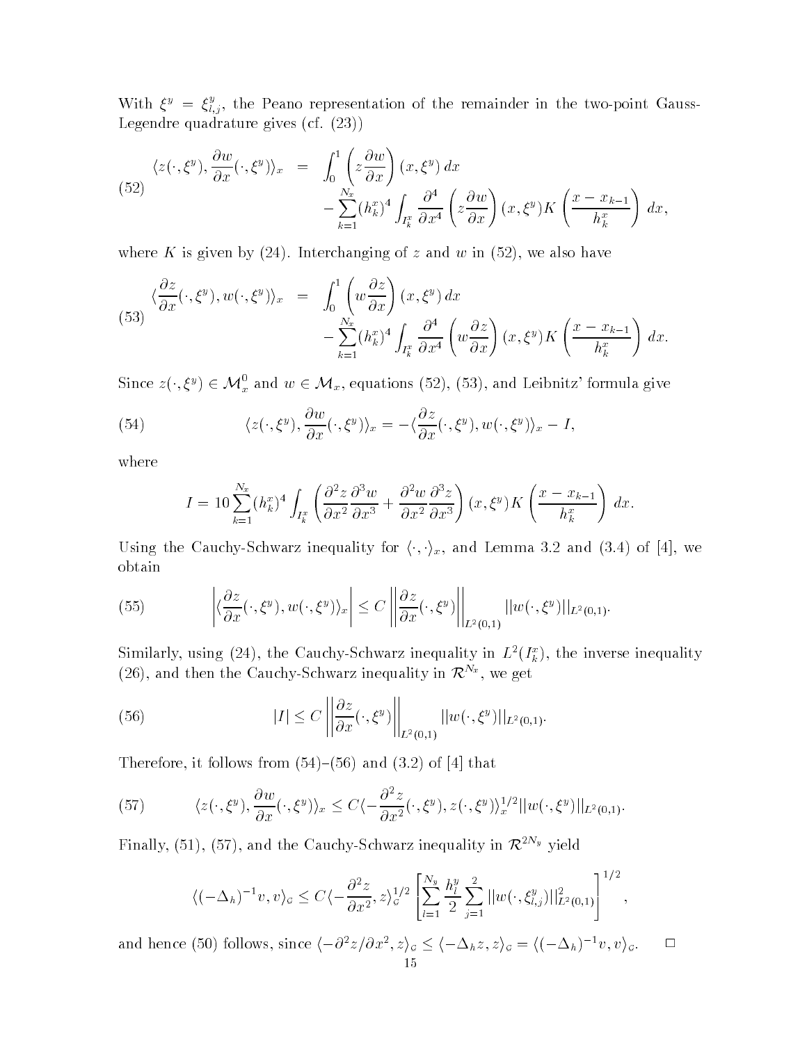With $\xi^y = \xi^y_{l,j}$, the Peano representation of the remainder in the two-point Gauss-Legendre quadrature gives (cf. (23))

$$
\begin{aligned}
\langle z(\cdot,\xi^y), \frac{\partial w}{\partial x}(\cdot,\xi^y)\rangle_x &= \int_0^1 \left( z\frac{\partial w}{\partial x}\right)(x,\xi^y)\,dx \\
&\quad - \sum_{k=1}^{N_x} (h_k^x)^4 \int_{I_k^x} \frac{\partial^4}{\partial x^4}\left( z\frac{\partial w}{\partial x}\right)(x,\xi^y) K\left(\frac{x-x_{k-1}}{h_k^x}\right)\,dx,
\end{aligned}
\tag{52}
$$

where $K$ is given by (24). Interchanging of $z$ and $w$ in (52), we also have

$$
\begin{aligned}
\langle \frac{\partial z}{\partial x}(\cdot,\xi^y), w(\cdot,\xi^y)\rangle_x &= \int_0^1 \left( w\frac{\partial z}{\partial x}\right)(x,\xi^y)\,dx \\
&\quad - \sum_{k=1}^{N_x} (h_k^x)^4 \int_{I_k^x} \frac{\partial^4}{\partial x^4}\left( w\frac{\partial z}{\partial x}\right)(x,\xi^y) K\left(\frac{x-x_{k-1}}{h_k^x}\right)\,dx.
\end{aligned}
\tag{53}
$$

Since $z(\cdot,\xi^y) \in \mathcal{M}_x^0$ and $w \in \mathcal{M}_x$, equations (52), (53), and Leibnitz' formula give

$$
\langle z(\cdot,\xi^y), \frac{\partial w}{\partial x}(\cdot,\xi^y)\rangle_x = -\langle \frac{\partial z}{\partial x}(\cdot,\xi^y), w(\cdot,\xi^y)\rangle_x - I,
\tag{54}
$$

where

$$
I = 10\sum_{k=1}^{N_x} (h_k^x)^4 \int_{I_k^x} \left( \frac{\partial^2 z}{\partial x^2}\frac{\partial^3 w}{\partial x^3} + \frac{\partial^2 w}{\partial x^2}\frac{\partial^3 z}{\partial x^3}\right)(x,\xi^y) K\left(\frac{x-x_{k-1}}{h_k^x}\right)\,dx.
$$

Using the Cauchy-Schwarz inequality for $\langle\cdot,\cdot\rangle_x$, and Lemma 3.2 and (3.4) of [4], we obtain

$$
\left|\langle \frac{\partial z}{\partial x}(\cdot,\xi^y), w(\cdot,\xi^y)\rangle_x\right| \le C\left\|\frac{\partial z}{\partial x}(\cdot,\xi^y)\right\|_{L^2(0,1)} \|w(\cdot,\xi^y)\|_{L^2(0,1)}.
\tag{55}
$$

Similarly, using (24), the Cauchy-Schwarz inequality in $L^2(I_k^x)$, the inverse inequality (26), and then the Cauchy-Schwarz inequality in $\mathcal{R}^{N_x}$, we get

$$
|I| \le C\left\|\frac{\partial z}{\partial x}(\cdot,\xi^y)\right\|_{L^2(0,1)} \|w(\cdot,\xi^y)\|_{L^2(0,1)}.
\tag{56}
$$

Therefore, it follows from (54)–(56) and (3.2) of [4] that

$$
\langle z(\cdot,\xi^y), \frac{\partial w}{\partial x}(\cdot,\xi^y)\rangle_x \le C\langle -\frac{\partial^2 z}{\partial x^2}(\cdot,\xi^y), z(\cdot,\xi^y)\rangle_x^{1/2} \|w(\cdot,\xi^y)\|_{L^2(0,1)}.
\tag{57}
$$

Finally, (51), (57), and the Cauchy-Schwarz inequality in $\mathcal{R}^{2N_y}$ yield

$$
\langle(-\Delta_h)^{-1}v, v\rangle_{\mathcal{G}} \le C\langle -\frac{\partial^2 z}{\partial x^2}, z\rangle_{\mathcal{G}}^{1/2}\left[\sum_{l=1}^{N_y}\frac{h_l^y}{2}\sum_{j=1}^{2}\|w(\cdot,\xi^y_{l,j})\|^2_{L^2(0,1)}\right]^{1/2},
$$

and hence (50) follows, since $\langle -\partial^2 z/\partial x^2, z\rangle_{\mathcal{G}} \le \langle -\Delta_h z, z\rangle_{\mathcal{G}} = \langle(-\Delta_h)^{-1}v, v\rangle_{\mathcal{G}}$. $\square$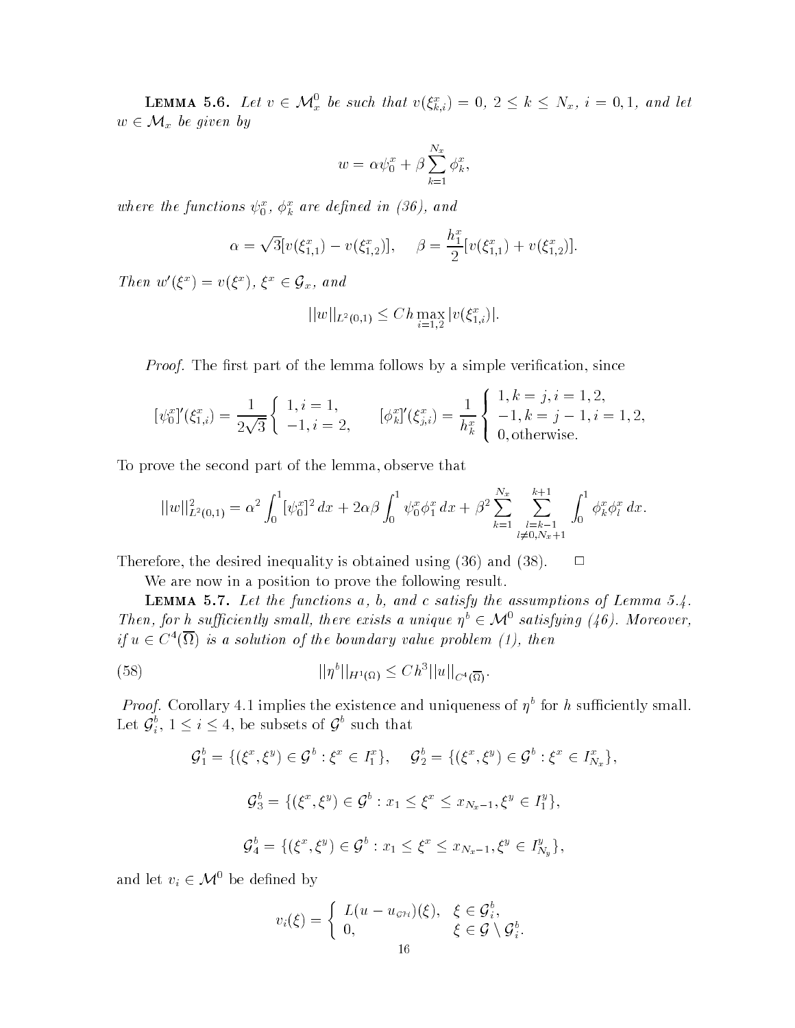**Lemma 5.6.** *Let $v \in \mathcal{M}_x^0$ be such that $v(\xi_{k,i}^x) = 0$, $2 \le k \le N_x$, $i = 0, 1$, and let $w \in \mathcal{M}_x$ be given by*

$$w = \alpha \psi_0^x + \beta \sum_{k=1}^{N_x} \phi_k^x,$$

*where the functions $\psi_0^x$, $\phi_k^x$ are defined in (36), and*

$$\alpha = \sqrt{3}[v(\xi_{1,1}^x) - v(\xi_{1,2}^x)], \quad \beta = \frac{h_1^x}{2}[v(\xi_{1,1}^x) + v(\xi_{1,2}^x)].$$

*Then $w'(\xi^x) = v(\xi^x)$, $\xi^x \in \mathcal{G}_x$, and*

$$||w||_{L^2(0,1)} \le Ch \max_{i=1,2} |v(\xi_{1,i}^x)|.$$

*Proof.* The first part of the lemma follows by a simple verification, since

$$[\psi_0^x]'(\xi_{1,i}^x) = \frac{1}{2\sqrt{3}} \left\{ \begin{array}{l} 1, i = 1, \\ -1, i = 2, \end{array} \right. \qquad [\phi_k^x]'(\xi_{j,i}^x) = \frac{1}{h_k^x} \left\{ \begin{array}{l} 1, k = j, i = 1, 2, \\ -1, k = j - 1, i = 1, 2, \\ 0, \text{otherwise.} \end{array} \right.$$

To prove the second part of the lemma, observe that

$$||w||_{L^2(0,1)}^2 = \alpha^2 \int_0^1 [\psi_0^x]^2 \, dx + 2\alpha\beta \int_0^1 \psi_0^x \phi_1^x \, dx + \beta^2 \sum_{k=1}^{N_x} \sum_{\substack{l=k-1 \\ l \ne 0, N_x+1}}^{k+1} \int_0^1 \phi_k^x \phi_l^x \, dx.$$

Therefore, the desired inequality is obtained using (36) and (38). $\square$

We are now in a position to prove the following result.

**Lemma 5.7.** *Let the functions $a$, $b$, and $c$ satisfy the assumptions of Lemma 5.4. Then, for $h$ sufficiently small, there exists a unique $\eta^b \in \mathcal{M}^0$ satisfying (46). Moreover, if $u \in C^4(\overline{\Omega})$ is a solution of the boundary value problem (1), then*

$$||\eta^b||_{H^1(\Omega)} \le Ch^3 ||u||_{C^4(\overline{\Omega})}. \tag{58}$$

*Proof.* Corollary 4.1 implies the existence and uniqueness of $\eta^b$ for $h$ sufficiently small. Let $\mathcal{G}_i^b$, $1 \le i \le 4$, be subsets of $\mathcal{G}^b$ such that

$$\mathcal{G}_1^b = \{(\xi^x, \xi^y) \in \mathcal{G}^b : \xi^x \in I_1^x\}, \quad \mathcal{G}_2^b = \{(\xi^x, \xi^y) \in \mathcal{G}^b : \xi^x \in I_{N_x}^x\},$$

$$\mathcal{G}_3^b = \{(\xi^x, \xi^y) \in \mathcal{G}^b : x_1 \le \xi^x \le x_{N_x - 1}, \xi^y \in I_1^y\},$$

$$\mathcal{G}_4^b = \{(\xi^x, \xi^y) \in \mathcal{G}^b : x_1 \le \xi^x \le x_{N_x - 1}, \xi^y \in I_{N_y}^y\},$$

and let $v_i \in \mathcal{M}^0$ be defined by

$$v_i(\xi) = \left\{ \begin{array}{ll} L(u - u_{\mathcal{GH}})(\xi), & \xi \in \mathcal{G}_i^b, \\ 0, & \xi \in \mathcal{G} \setminus \mathcal{G}_i^b. \end{array} \right.$$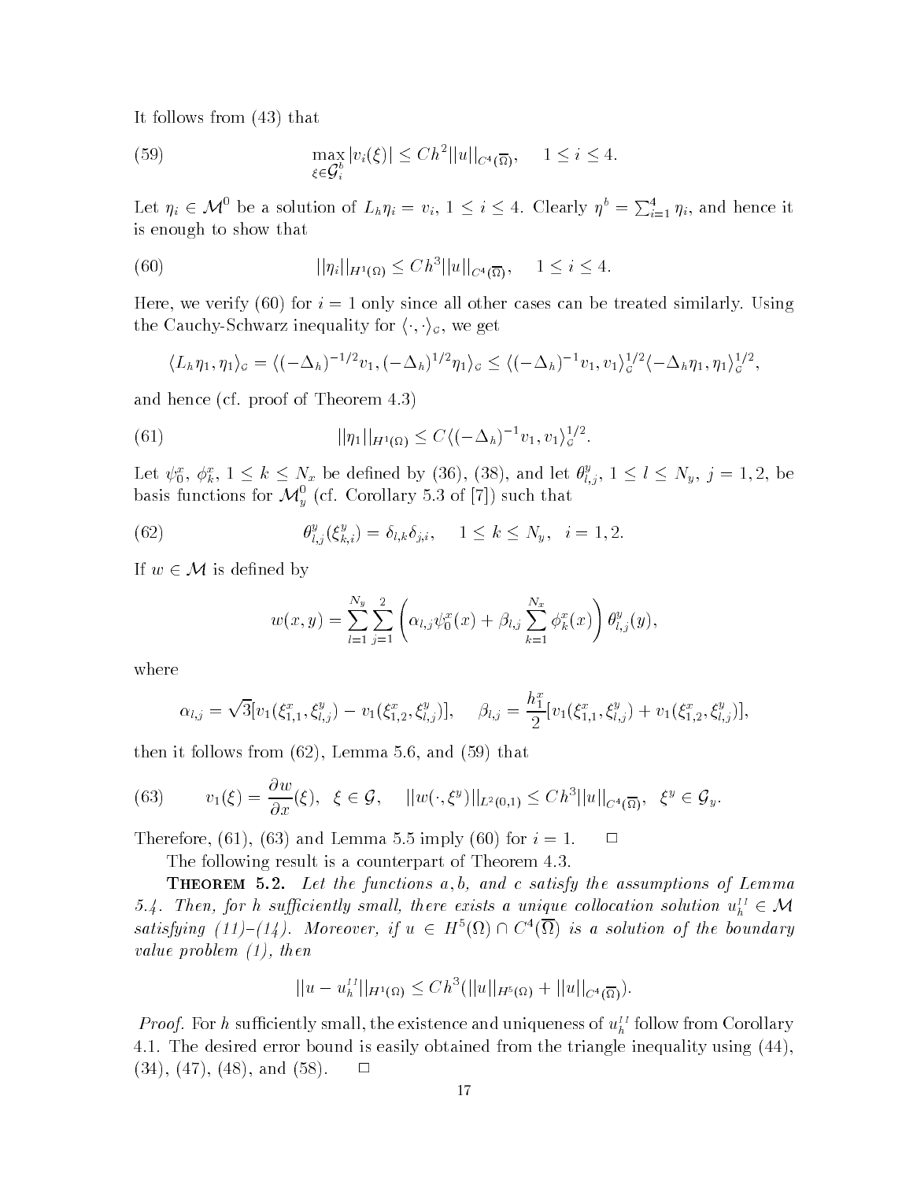It follows from (43) that

$$\max_{\xi \in \mathcal{G}_i^b} |v_i(\xi)| \le Ch^2 ||u||_{C^4(\overline{\Omega})}, \quad 1 \le i \le 4. \tag{59}$$

Let $\eta_i \in \mathcal{M}^0$ be a solution of $L_h \eta_i = v_i$, $1 \le i \le 4$. Clearly $\eta^b = \sum_{i=1}^4 \eta_i$, and hence it is enough to show that

$$||\eta_i||_{H^1(\Omega)} \le Ch^3 ||u||_{C^4(\overline{\Omega})}, \quad 1 \le i \le 4. \tag{60}$$

Here, we verify (60) for $i = 1$ only since all other cases can be treated similarly. Using the Cauchy-Schwarz inequality for $\langle \cdot, \cdot \rangle_{\mathcal{G}}$, we get

$$\langle L_h \eta_1, \eta_1 \rangle_{\mathcal{G}} = \langle (-\Delta_h)^{-1/2} v_1, (-\Delta_h)^{1/2} \eta_1 \rangle_{\mathcal{G}} \le \langle (-\Delta_h)^{-1} v_1, v_1 \rangle_{\mathcal{G}}^{1/2} \langle -\Delta_h \eta_1, \eta_1 \rangle_{\mathcal{G}}^{1/2},$$

and hence (cf. proof of Theorem 4.3)

$$||\eta_1||_{H^1(\Omega)} \le C \langle (-\Delta_h)^{-1} v_1, v_1 \rangle_{\mathcal{G}}^{1/2}. \tag{61}$$

Let $\psi_0^x$, $\phi_k^x$, $1 \le k \le N_x$ be defined by (36), (38), and let $\theta_{l,j}^y$, $1 \le l \le N_y$, $j = 1, 2$, be basis functions for $\mathcal{M}_y^0$ (cf. Corollary 5.3 of [7]) such that

$$\theta_{l,j}^y(\xi_{k,i}^y) = \delta_{l,k}\delta_{j,i}, \quad 1 \le k \le N_y, \;\; i = 1, 2. \tag{62}$$

If $w \in \mathcal{M}$ is defined by

$$w(x, y) = \sum_{l=1}^{N_y} \sum_{j=1}^{2} \left( \alpha_{l,j} \psi_0^x(x) + \beta_{l,j} \sum_{k=1}^{N_x} \phi_k^x(x) \right) \theta_{l,j}^y(y),$$

where

$$\alpha_{l,j} = \sqrt{3}[v_1(\xi_{1,1}^x, \xi_{l,j}^y) - v_1(\xi_{1,2}^x, \xi_{l,j}^y)], \quad \beta_{l,j} = \frac{h_1^x}{2}[v_1(\xi_{1,1}^x, \xi_{l,j}^y) + v_1(\xi_{1,2}^x, \xi_{l,j}^y)],$$

then it follows from (62), Lemma 5.6, and (59) that

$$v_1(\xi) = \frac{\partial w}{\partial x}(\xi), \;\; \xi \in \mathcal{G}, \quad ||w(\cdot, \xi^y)||_{L^2(0,1)} \le Ch^3 ||u||_{C^4(\overline{\Omega})}, \;\; \xi^y \in \mathcal{G}_y. \tag{63}$$

Therefore, (61), (63) and Lemma 5.5 imply (60) for $i = 1$. $\square$

The following result is a counterpart of Theorem 4.3.

**Theorem 5.2.** *Let the functions $a, b,$ and $c$ satisfy the assumptions of Lemma 5.4. Then, for $h$ sufficiently small, there exists a unique collocation solution $u_h^{II} \in \mathcal{M}$ satisfying (11)–(14). Moreover, if $u \in H^5(\Omega) \cap C^4(\overline{\Omega})$ is a solution of the boundary value problem (1), then*

$$||u - u_h^{II}||_{H^1(\Omega)} \le Ch^3 (||u||_{H^5(\Omega)} + ||u||_{C^4(\overline{\Omega})}).$$

*Proof.* For $h$ sufficiently small, the existence and uniqueness of $u_h^{II}$ follow from Corollary 4.1. The desired error bound is easily obtained from the triangle inequality using (44), (34), (47), (48), and (58). $\square$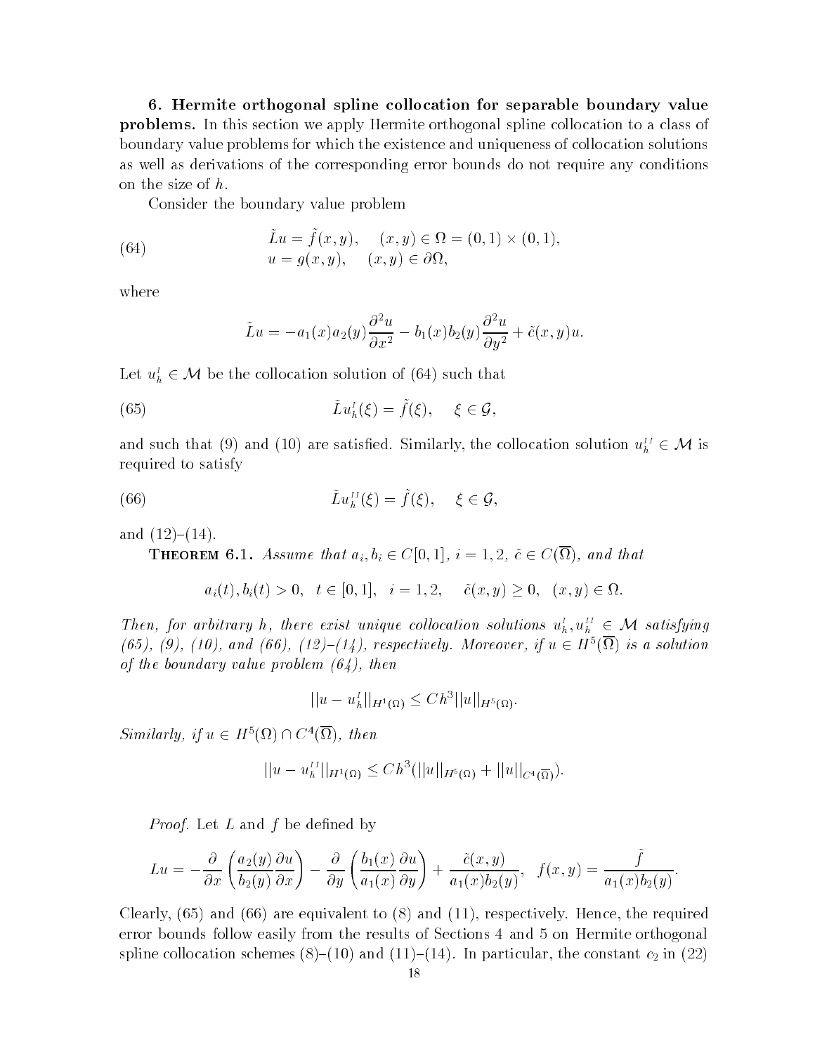**6. Hermite orthogonal spline collocation for separable boundary value problems.** In this section we apply Hermite orthogonal spline collocation to a class of boundary value problems for which the existence and uniqueness of collocation solutions as well as derivations of the corresponding error bounds do not require any conditions on the size of $h$.

Consider the boundary value problem

$$
\begin{aligned}
&\tilde{L}u = \tilde{f}(x,y), \quad (x,y) \in \Omega = (0,1) \times (0,1), \\
&u = g(x,y), \quad (x,y) \in \partial\Omega,
\end{aligned}
\tag{64}
$$

where

$$
\tilde{L}u = -a_1(x)a_2(y)\frac{\partial^2 u}{\partial x^2} - b_1(x)b_2(y)\frac{\partial^2 u}{\partial y^2} + \tilde{c}(x,y)u.
$$

Let $u_h^I \in \mathcal{M}$ be the collocation solution of (64) such that

$$
\tilde{L}u_h^I(\xi) = \tilde{f}(\xi), \quad \xi \in \mathcal{G},
\tag{65}
$$

and such that (9) and (10) are satisfied. Similarly, the collocation solution $u_h^{II} \in \mathcal{M}$ is required to satisfy

$$
\tilde{L}u_h^{II}(\xi) = \tilde{f}(\xi), \quad \xi \in \mathcal{G},
\tag{66}
$$

and (12)–(14).

**Theorem 6.1.** *Assume that $a_i, b_i \in C[0,1]$, $i = 1,2$, $\tilde{c} \in C(\overline{\Omega})$, and that*

$$
a_i(t), b_i(t) > 0, \quad t \in [0,1], \quad i = 1,2, \qquad \tilde{c}(x,y) \geq 0, \quad (x,y) \in \Omega.
$$

*Then, for arbitrary $h$, there exist unique collocation solutions $u_h^I, u_h^{II} \in \mathcal{M}$ satisfying (65), (9), (10), and (66), (12)–(14), respectively. Moreover, if $u \in H^5(\overline{\Omega})$ is a solution of the boundary value problem (64), then*

$$
||u - u_h^I||_{H^1(\Omega)} \leq Ch^3 ||u||_{H^5(\Omega)}.
$$

*Similarly, if $u \in H^5(\Omega) \cap C^4(\overline{\Omega})$, then*

$$
||u - u_h^{II}||_{H^1(\Omega)} \leq Ch^3 (||u||_{H^5(\Omega)} + ||u||_{C^4(\overline{\Omega})}).
$$

*Proof.* Let $L$ and $f$ be defined by

$$
Lu = -\frac{\partial}{\partial x}\left(\frac{a_2(y)}{b_2(y)}\frac{\partial u}{\partial x}\right) - \frac{\partial}{\partial y}\left(\frac{b_1(x)}{a_1(x)}\frac{\partial u}{\partial y}\right) + \frac{\tilde{c}(x,y)}{a_1(x)b_2(y)}, \quad f(x,y) = \frac{\tilde{f}}{a_1(x)b_2(y)}.
$$

Clearly, (65) and (66) are equivalent to (8) and (11), respectively. Hence, the required error bounds follow easily from the results of Sections 4 and 5 on Hermite orthogonal spline collocation schemes (8)–(10) and (11)–(14). In particular, the constant $c_2$ in (22)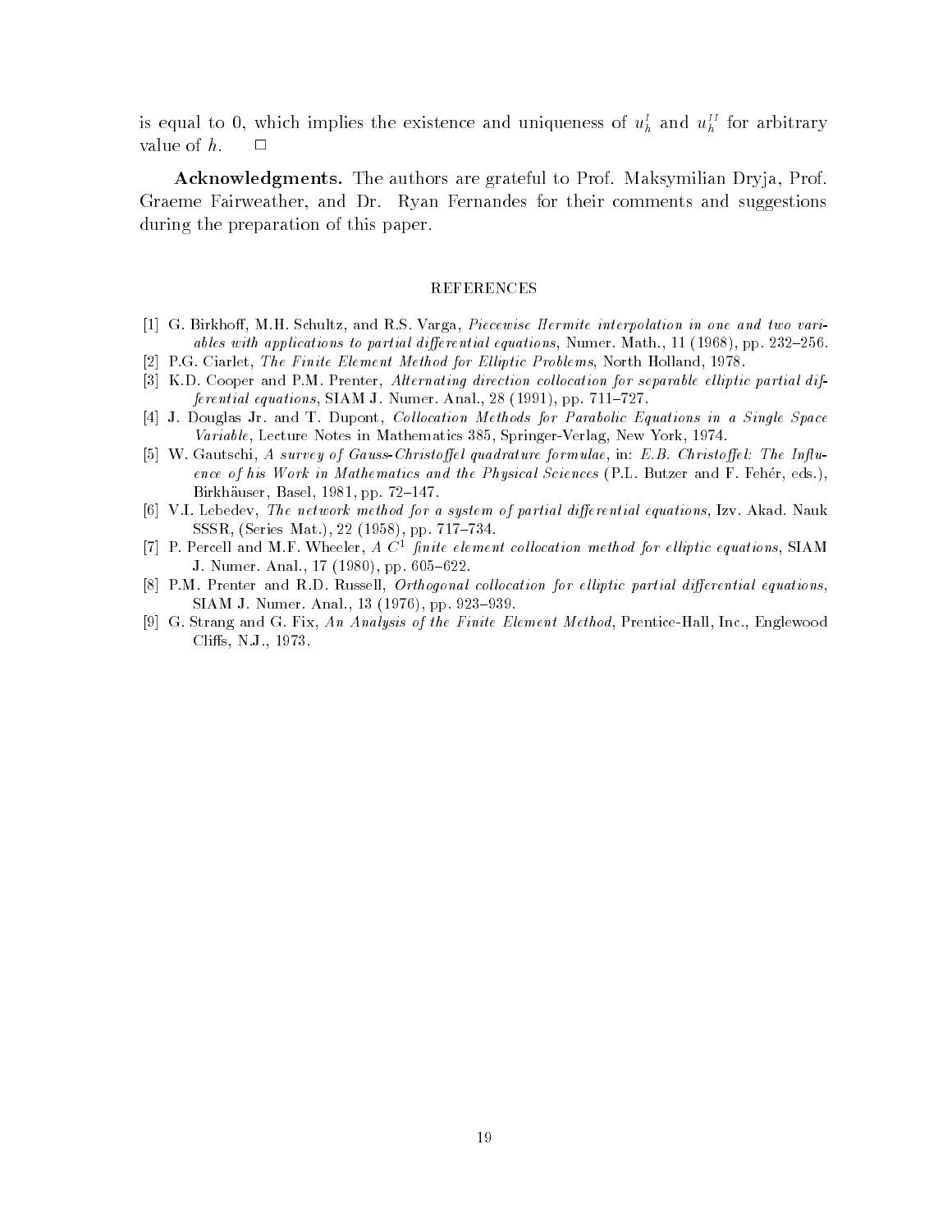is equal to 0, which implies the existence and uniqueness of $u_h^I$ and $u_h^{II}$ for arbitrary value of $h$. □

**Acknowledgments.** The authors are grateful to Prof. Maksymilian Dryja, Prof. Graeme Fairweather, and Dr. Ryan Fernandes for their comments and suggestions during the preparation of this paper.

## REFERENCES

[1] G. Birkhoff, M.H. Schultz, and R.S. Varga, *Piecewise Hermite interpolation in one and two variables with applications to partial differential equations*, Numer. Math., 11 (1968), pp. 232–256.

[2] P.G. Ciarlet, *The Finite Element Method for Elliptic Problems*, North Holland, 1978.

[3] K.D. Cooper and P.M. Prenter, *Alternating direction collocation for separable elliptic partial differential equations*, SIAM J. Numer. Anal., 28 (1991), pp. 711–727.

[4] J. Douglas Jr. and T. Dupont, *Collocation Methods for Parabolic Equations in a Single Space Variable*, Lecture Notes in Mathematics 385, Springer-Verlag, New York, 1974.

[5] W. Gautschi, *A survey of Gauss-Christoffel quadrature formulae*, in: *E.B. Christoffel: The Influence of his Work in Mathematics and the Physical Sciences* (P.L. Butzer and F. Fehér, eds.), Birkhäuser, Basel, 1981, pp. 72–147.

[6] V.I. Lebedev, *The network method for a system of partial differential equations*, Izv. Akad. Nauk SSSR, (Series Mat.), 22 (1958), pp. 717–734.

[7] P. Percell and M.F. Wheeler, *A $C^1$ finite element collocation method for elliptic equations*, SIAM J. Numer. Anal., 17 (1980), pp. 605–622.

[8] P.M. Prenter and R.D. Russell, *Orthogonal collocation for elliptic partial differential equations*, SIAM J. Numer. Anal., 13 (1976), pp. 923–939.

[9] G. Strang and G. Fix, *An Analysis of the Finite Element Method*, Prentice-Hall, Inc., Englewood Cliffs, N.J., 1973.